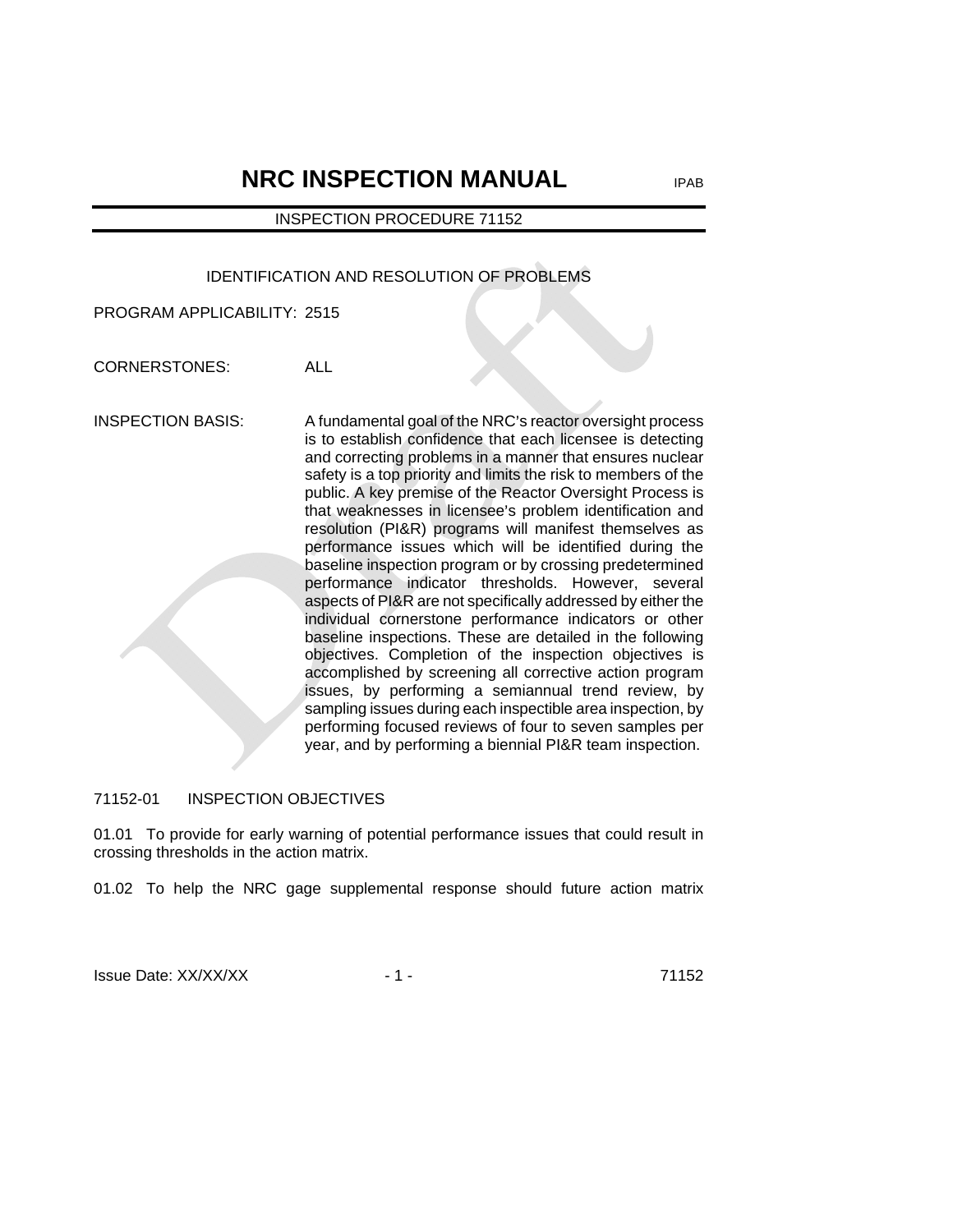# NRC INSPECTION MANUAL

IPAB

INSPECTION PROCEDURE 71152

## IDENTIFICATION AND RESOLUTION OF PROBLEMS

PROGRAM APPLICABILITY: 2515

CORNERSTONES: ALL

INSPECTION BASIS: A fundamental goal of the NRC's reactor oversight process is to establish confidence that each licensee is detecting and correcting problems in a manner that ensures nuclear safety is a top priority and limits the risk to members of the public. A key premise of the Reactor Oversight Process is that weaknesses in licensee's problem identification and resolution (PI&R) programs will manifest themselves as performance issues which will be identified during the baseline inspection program or by crossing predetermined performance indicator thresholds. However, several aspects of PI&R are not specifically addressed by either the individual cornerstone performance indicators or other baseline inspections. These are detailed in the following objectives. Completion of the inspection objectives is accomplished by screening all corrective action program issues, by performing a semiannual trend review, by sampling issues during each inspectible area inspection, by performing focused reviews of four to seven samples per year, and by performing a biennial PI&R team inspection.

## 71152-01 INSPECTION OBJECTIVES

01.01 To provide for early warning of potential performance issues that could result in crossing thresholds in the action matrix.

01.02 To help the NRC gage supplemental response should future action matrix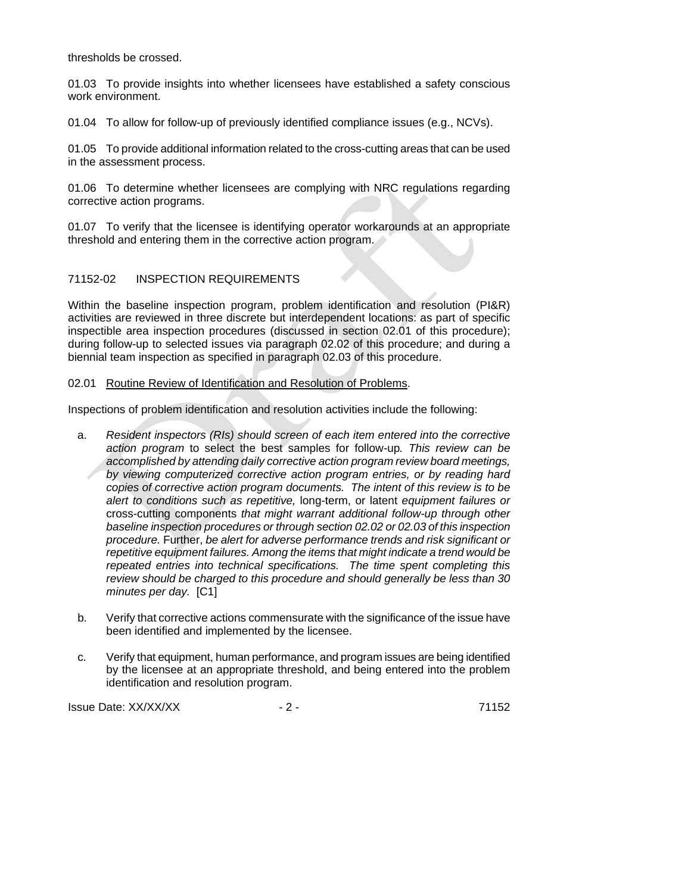thresholds be crossed.

01.03 To provide insights into whether licensees have established a safety conscious work environment.

01.04 To allow for follow-up of previously identified compliance issues (e.g., NCVs).

01.05 To provide additional information related to the cross-cutting areas that can be used in the assessment process.

01.06 To determine whether licensees are complying with NRC regulations regarding corrective action programs.

01.07 To verify that the licensee is identifying operator workarounds at an appropriate threshold and entering them in the corrective action program.

## 71152-02 INSPECTION REQUIREMENTS

Within the baseline inspection program, problem identification and resolution (PI&R) activities are reviewed in three discrete but interdependent locations: as part of specific inspectible area inspection procedures (discussed in section 02.01 of this procedure); during follow-up to selected issues via paragraph 02.02 of this procedure; and during a biennial team inspection as specified in paragraph 02.03 of this procedure.

02.01 Routine Review of Identification and Resolution of Problems.

Inspections of problem identification and resolution activities include the following:

a. *Resident inspectors (RIs) should screen of each item entered into the corrective action program* to select the best samples for follow-up*. This review can be accomplished by attending daily corrective action program review board meetings, by viewing computerized corrective action program entries, or by reading hard copies of corrective action program documents. The intent of this review is to be alert to conditions such as repetitive,* long-term, or latent *equipment failures or* cross-cutting components *that might warrant additional follow-up through other baseline inspection procedures or through section 02.02 or 02.03 of this inspection procedure.* Further, *be alert for adverse performance trends and risk significant or repetitive equipment failures. Among the items that might indicate a trend would be repeated entries into technical specifications. The time spent completing this review should be charged to this procedure and should generally be less than 30 minutes per day.* [C1]

b. Verify that corrective actions commensurate with the significance of the issue have been identified and implemented by the licensee.

c. Verify that equipment, human performance, and program issues are being identified by the licensee at an appropriate threshold, and being entered into the problem identification and resolution program.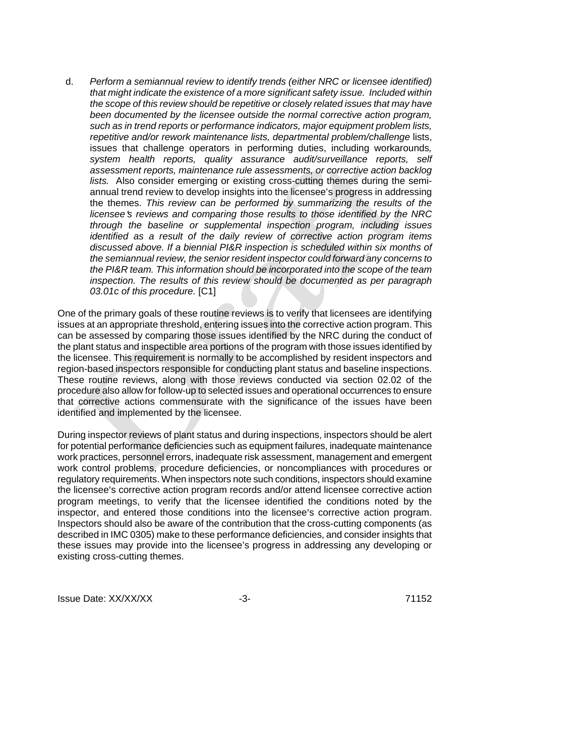d. *Perform a semiannual review to identify trends (either NRC or licensee identified) that might indicate the existence of a more significant safety issue. Included within the scope of this review should be repetitive or closely related issues that may have been documented by the licensee outside the normal corrective action program, such as in trend reports or performance indicators, major equipment problem lists, repetitive and/or rework maintenance lists, departmental problem/challenge* lists, issues that challenge operators in performing duties, including workarounds*, system health reports, quality assurance audit/surveillance reports, self assessment reports, maintenance rule assessments, or corrective action backlog lists.* Also consider emerging or existing cross-cutting themes during the semi-annual trend review to develop insights into the licensee's progress in addressing the themes. *This review can be performed by summarizing the results of the licensee's reviews and comparing those results to those identified by the NRC through the baseline or supplemental inspection program, including issues identified as a result of the daily review of corrective action program items discussed above. If a biennial PI&R inspection is scheduled within six months of the semiannual review, the senior resident inspector could forward any concerns to the PI&R team. This information should be incorporated into the scope of the team inspection. The results of this review should be documented as per paragraph 03.01c of this procedure.* [C1]

One of the primary goals of these routine reviews is to verify that licensees are identifying issues at an appropriate threshold, entering issues into the corrective action program. This can be assessed by comparing those issues identified by the NRC during the conduct of the plant status and inspectible area portions of the program with those issues identified by the licensee. This requirement is normally to be accomplished by resident inspectors and region-based inspectors responsible for conducting plant status and baseline inspections. These routine reviews, along with those reviews conducted via section 02.02 of the procedure also allow for follow-up to selected issues and operational occurrences to ensure that corrective actions commensurate with the significance of the issues have been identified and implemented by the licensee.

During inspector reviews of plant status and during inspections, inspectors should be alert for potential performance deficiencies such as equipment failures, inadequate maintenance work practices, personnel errors, inadequate risk assessment, management and emergent work control problems, procedure deficiencies, or noncompliances with procedures or regulatory requirements. When inspectors note such conditions, inspectors should examine the licensee's corrective action program records and/or attend licensee corrective action program meetings, to verify that the licensee identified the conditions noted by the inspector, and entered those conditions into the licensee's corrective action program. Inspectors should also be aware of the contribution that the cross-cutting components (as described in IMC 0305) make to these performance deficiencies, and consider insights that these issues may provide into the licensee's progress in addressing any developing or existing cross-cutting themes.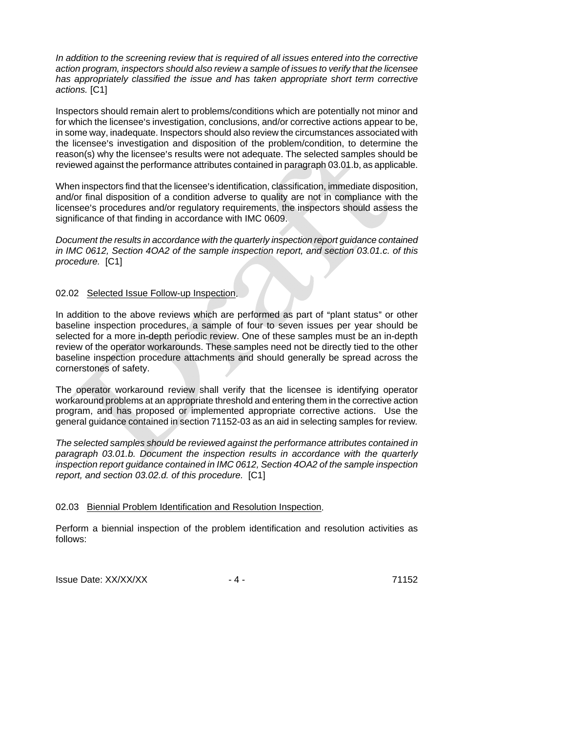*In addition to the screening review that is required of all issues entered into the corrective action program, inspectors should also review a sample of issues to verify that the licensee has appropriately classified the issue and has taken appropriate short term corrective actions.* [C1]

Inspectors should remain alert to problems/conditions which are potentially not minor and for which the licensee's investigation, conclusions, and/or corrective actions appear to be, in some way, inadequate. Inspectors should also review the circumstances associated with the licensee's investigation and disposition of the problem/condition, to determine the reason(s) why the licensee's results were not adequate. The selected samples should be reviewed against the performance attributes contained in paragraph 03.01.b, as applicable.

When inspectors find that the licensee's identification, classification, immediate disposition, and/or final disposition of a condition adverse to quality are not in compliance with the licensee's procedures and/or regulatory requirements, the inspectors should assess the significance of that finding in accordance with IMC 0609.

*Document the results in accordance with the quarterly inspection report guidance contained in IMC 0612, Section 4OA2 of the sample inspection report, and section 03.01.c. of this procedure.* [C1]

02.02 Selected Issue Follow-up Inspection.

In addition to the above reviews which are performed as part of "plant status" or other baseline inspection procedures, a sample of four to seven issues per year should be selected for a more in-depth periodic review. One of these samples must be an in-depth review of the operator workarounds. These samples need not be directly tied to the other baseline inspection procedure attachments and should generally be spread across the cornerstones of safety.

The operator workaround review shall verify that the licensee is identifying operator workaround problems at an appropriate threshold and entering them in the corrective action program, and has proposed or implemented appropriate corrective actions. Use the general guidance contained in section 71152-03 as an aid in selecting samples for review.

*The selected samples should be reviewed against the performance attributes contained in paragraph 03.01.b. Document the inspection results in accordance with the quarterly inspection report guidance contained in IMC 0612, Section 4OA2 of the sample inspection report, and section 03.02.d. of this procedure.* [C1]

02.03 Biennial Problem Identification and Resolution Inspection.

Perform a biennial inspection of the problem identification and resolution activities as follows: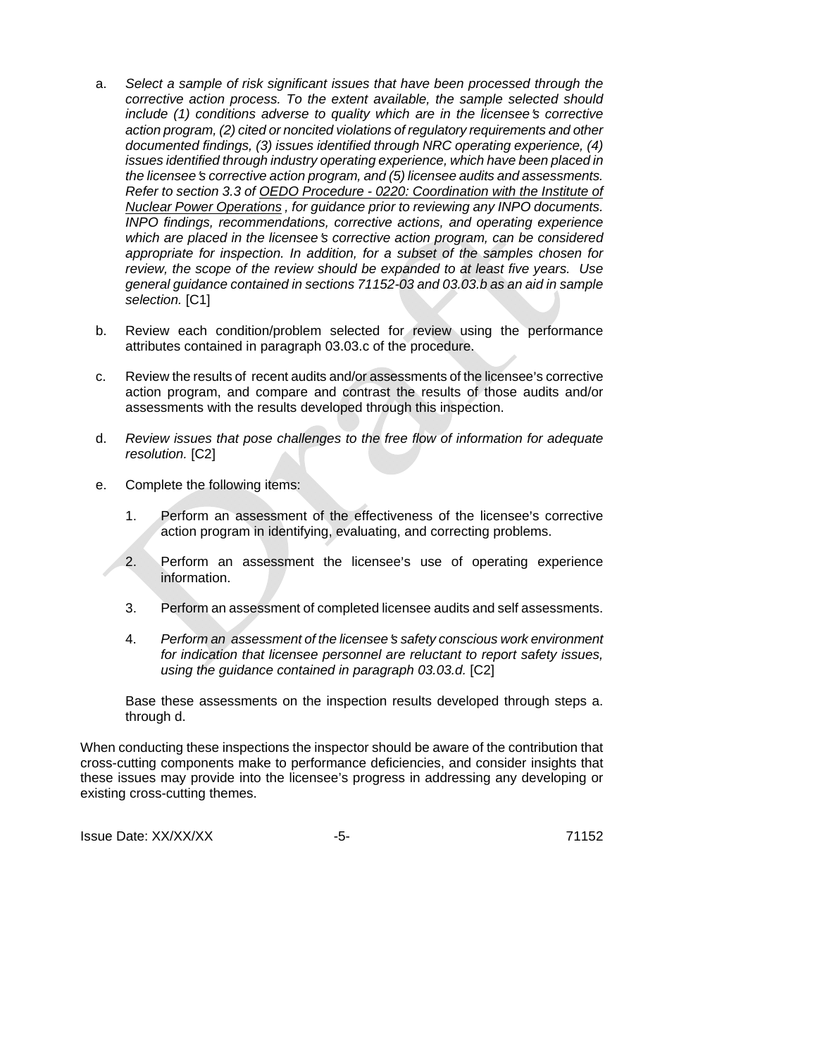a. *Select a sample of risk significant issues that have been processed through the corrective action process. To the extent available, the sample selected should include (1) conditions adverse to quality which are in the licensee's corrective action program, (2) cited or noncited violations of regulatory requirements and other documented findings, (3) issues identified through NRC operating experience, (4) issues identified through industry operating experience, which have been placed in the licensee's corrective action program, and (5) licensee audits and assessments. Refer to section 3.3 of <u>OEDO Procedure - 0220: Coordination with the Institute of Nuclear Power Operations</u>, for guidance prior to reviewing any INPO documents. INPO findings, recommendations, corrective actions, and operating experience which are placed in the licensee's corrective action program, can be considered appropriate for inspection. In addition, for a subset of the samples chosen for review, the scope of the review should be expanded to at least five years. Use general guidance contained in sections 71152-03 and 03.03.b as an aid in sample selection.* [C1]

b. Review each condition/problem selected for review using the performance attributes contained in paragraph 03.03.c of the procedure.

c. Review the results of recent audits and/or assessments of the licensee's corrective action program, and compare and contrast the results of those audits and/or assessments with the results developed through this inspection.

d. *Review issues that pose challenges to the free flow of information for adequate resolution.* [C2]

e. Complete the following items:

   1. Perform an assessment of the effectiveness of the licensee's corrective action program in identifying, evaluating, and correcting problems.

   2. Perform an assessment the licensee's use of operating experience information.

   3. Perform an assessment of completed licensee audits and self assessments.

   4. *Perform an assessment of the licensee's safety conscious work environment for indication that licensee personnel are reluctant to report safety issues, using the guidance contained in paragraph 03.03.d.* [C2]

   Base these assessments on the inspection results developed through steps a. through d.

When conducting these inspections the inspector should be aware of the contribution that cross-cutting components make to performance deficiencies, and consider insights that these issues may provide into the licensee's progress in addressing any developing or existing cross-cutting themes.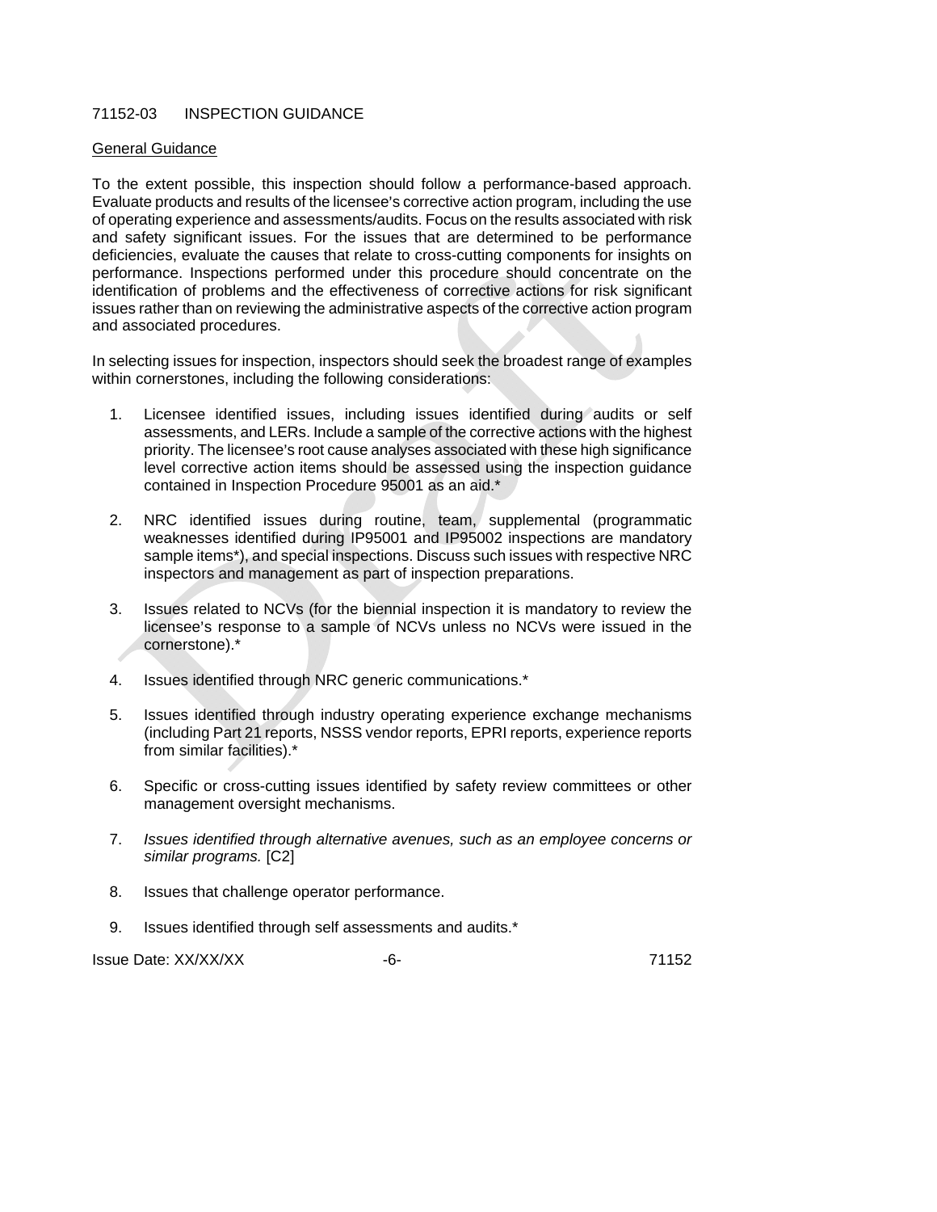## 71152-03 INSPECTION GUIDANCE

General Guidance

To the extent possible, this inspection should follow a performance-based approach. Evaluate products and results of the licensee's corrective action program, including the use of operating experience and assessments/audits. Focus on the results associated with risk and safety significant issues. For the issues that are determined to be performance deficiencies, evaluate the causes that relate to cross-cutting components for insights on performance. Inspections performed under this procedure should concentrate on the identification of problems and the effectiveness of corrective actions for risk significant issues rather than on reviewing the administrative aspects of the corrective action program and associated procedures.

In selecting issues for inspection, inspectors should seek the broadest range of examples within cornerstones, including the following considerations:

1. Licensee identified issues, including issues identified during audits or self assessments, and LERs. Include a sample of the corrective actions with the highest priority. The licensee's root cause analyses associated with these high significance level corrective action items should be assessed using the inspection guidance contained in Inspection Procedure 95001 as an aid.*

2. NRC identified issues during routine, team, supplemental (programmatic weaknesses identified during IP95001 and IP95002 inspections are mandatory sample items*), and special inspections. Discuss such issues with respective NRC inspectors and management as part of inspection preparations.

3. Issues related to NCVs (for the biennial inspection it is mandatory to review the licensee's response to a sample of NCVs unless no NCVs were issued in the cornerstone).*

4. Issues identified through NRC generic communications.*

5. Issues identified through industry operating experience exchange mechanisms (including Part 21 reports, NSSS vendor reports, EPRI reports, experience reports from similar facilities).*

6. Specific or cross-cutting issues identified by safety review committees or other management oversight mechanisms.

7. *Issues identified through alternative avenues, such as an employee concerns or similar programs.* [C2]

8. Issues that challenge operator performance.

9. Issues identified through self assessments and audits.*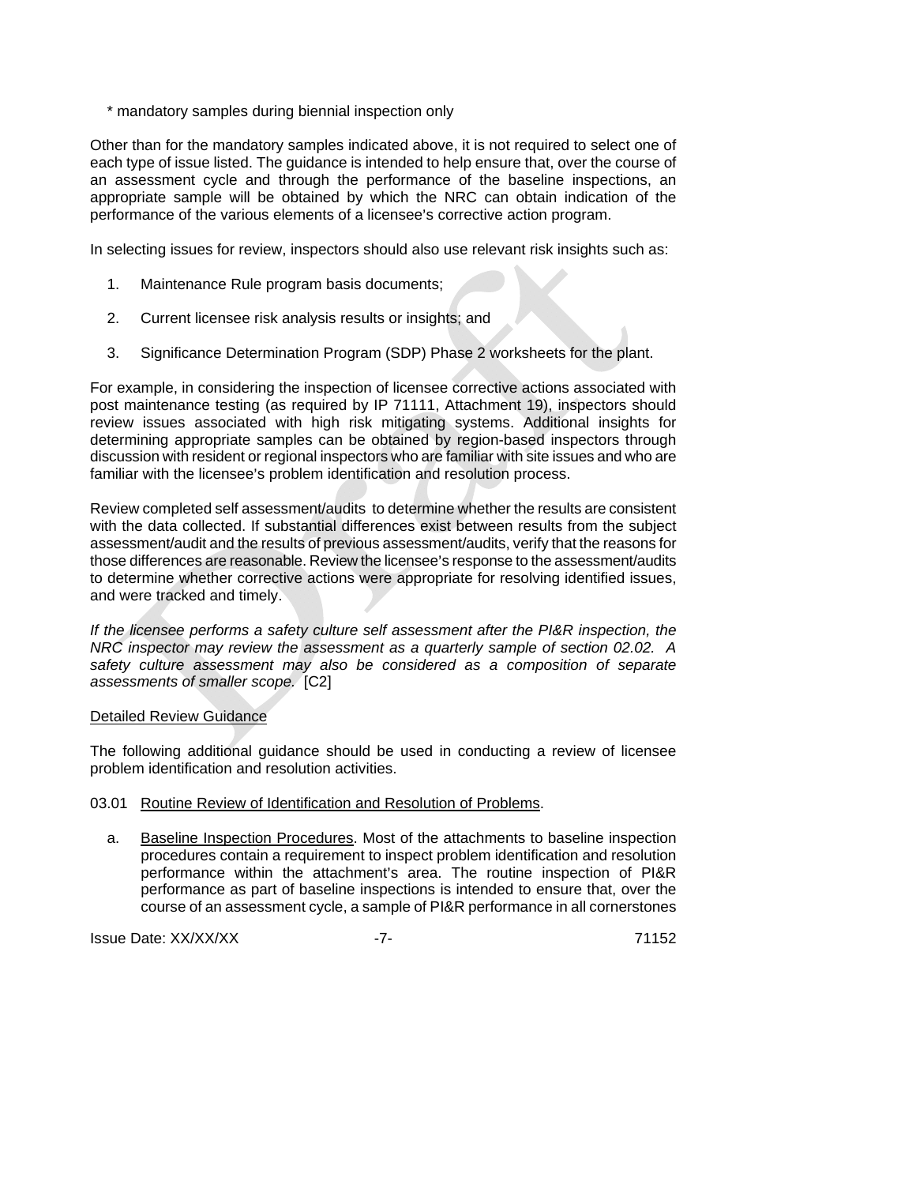\* mandatory samples during biennial inspection only

Other than for the mandatory samples indicated above, it is not required to select one of each type of issue listed. The guidance is intended to help ensure that, over the course of an assessment cycle and through the performance of the baseline inspections, an appropriate sample will be obtained by which the NRC can obtain indication of the performance of the various elements of a licensee's corrective action program.

In selecting issues for review, inspectors should also use relevant risk insights such as:

1. Maintenance Rule program basis documents;

2. Current licensee risk analysis results or insights; and

3. Significance Determination Program (SDP) Phase 2 worksheets for the plant.

For example, in considering the inspection of licensee corrective actions associated with post maintenance testing (as required by IP 71111, Attachment 19), inspectors should review issues associated with high risk mitigating systems. Additional insights for determining appropriate samples can be obtained by region-based inspectors through discussion with resident or regional inspectors who are familiar with site issues and who are familiar with the licensee's problem identification and resolution process.

Review completed self assessment/audits to determine whether the results are consistent with the data collected. If substantial differences exist between results from the subject assessment/audit and the results of previous assessment/audits, verify that the reasons for those differences are reasonable. Review the licensee's response to the assessment/audits to determine whether corrective actions were appropriate for resolving identified issues, and were tracked and timely.

*If the licensee performs a safety culture self assessment after the PI&R inspection, the NRC inspector may review the assessment as a quarterly sample of section 02.02. A safety culture assessment may also be considered as a composition of separate assessments of smaller scope.* [C2]

Detailed Review Guidance

The following additional guidance should be used in conducting a review of licensee problem identification and resolution activities.

03.01 Routine Review of Identification and Resolution of Problems.

a. Baseline Inspection Procedures. Most of the attachments to baseline inspection procedures contain a requirement to inspect problem identification and resolution performance within the attachment's area. The routine inspection of PI&R performance as part of baseline inspections is intended to ensure that, over the course of an assessment cycle, a sample of PI&R performance in all cornerstones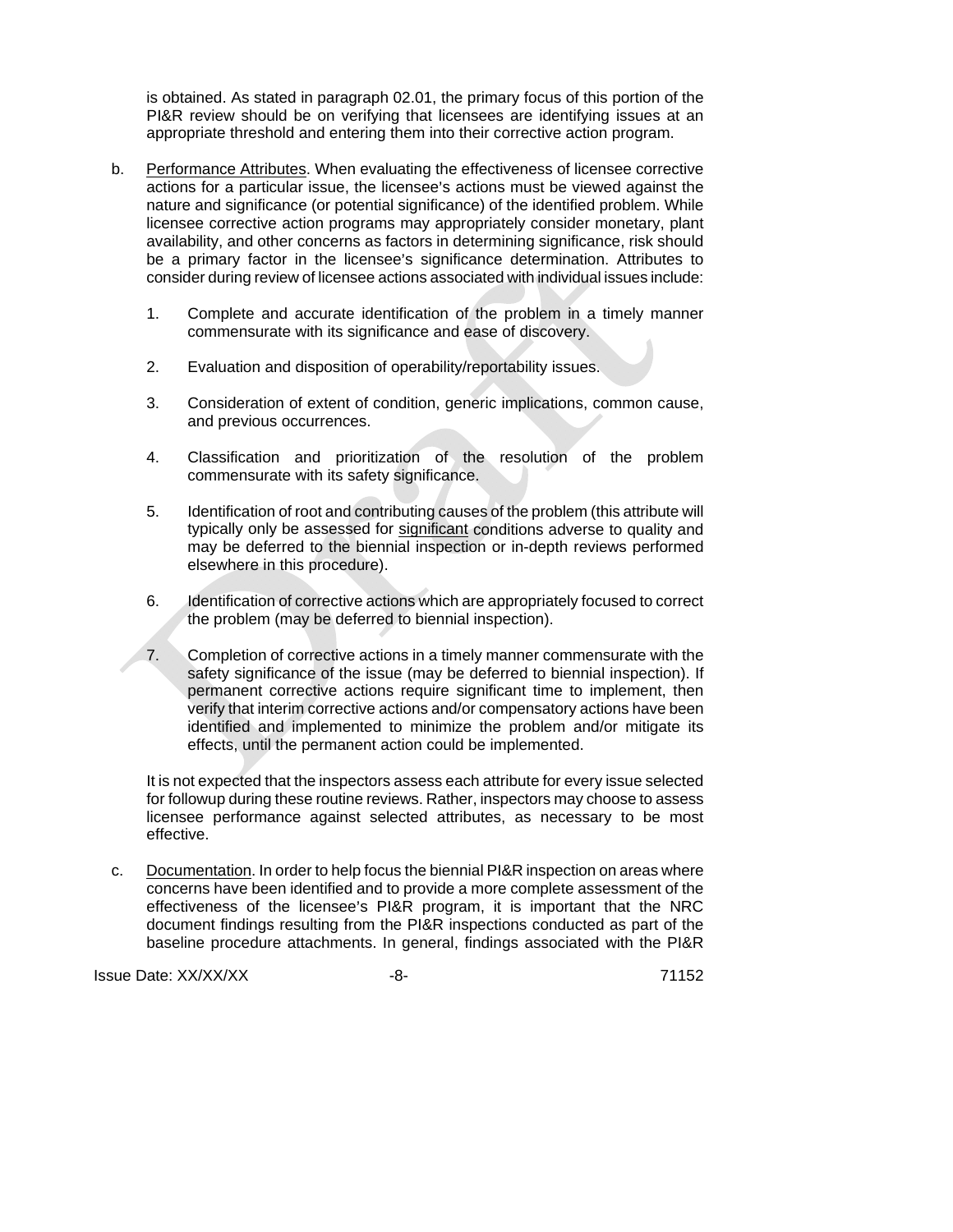is obtained. As stated in paragraph 02.01, the primary focus of this portion of the PI&R review should be on verifying that licensees are identifying issues at an appropriate threshold and entering them into their corrective action program.

b. Performance Attributes. When evaluating the effectiveness of licensee corrective actions for a particular issue, the licensee's actions must be viewed against the nature and significance (or potential significance) of the identified problem. While licensee corrective action programs may appropriately consider monetary, plant availability, and other concerns as factors in determining significance, risk should be a primary factor in the licensee's significance determination. Attributes to consider during review of licensee actions associated with individual issues include:

   1. Complete and accurate identification of the problem in a timely manner commensurate with its significance and ease of discovery.

   2. Evaluation and disposition of operability/reportability issues.

   3. Consideration of extent of condition, generic implications, common cause, and previous occurrences.

   4. Classification and prioritization of the resolution of the problem commensurate with its safety significance.

   5. Identification of root and contributing causes of the problem (this attribute will typically only be assessed for significant conditions adverse to quality and may be deferred to the biennial inspection or in-depth reviews performed elsewhere in this procedure).

   6. Identification of corrective actions which are appropriately focused to correct the problem (may be deferred to biennial inspection).

   7. Completion of corrective actions in a timely manner commensurate with the safety significance of the issue (may be deferred to biennial inspection). If permanent corrective actions require significant time to implement, then verify that interim corrective actions and/or compensatory actions have been identified and implemented to minimize the problem and/or mitigate its effects, until the permanent action could be implemented.

   It is not expected that the inspectors assess each attribute for every issue selected for followup during these routine reviews. Rather, inspectors may choose to assess licensee performance against selected attributes, as necessary to be most effective.

c. Documentation. In order to help focus the biennial PI&R inspection on areas where concerns have been identified and to provide a more complete assessment of the effectiveness of the licensee's PI&R program, it is important that the NRC document findings resulting from the PI&R inspections conducted as part of the baseline procedure attachments. In general, findings associated with the PI&R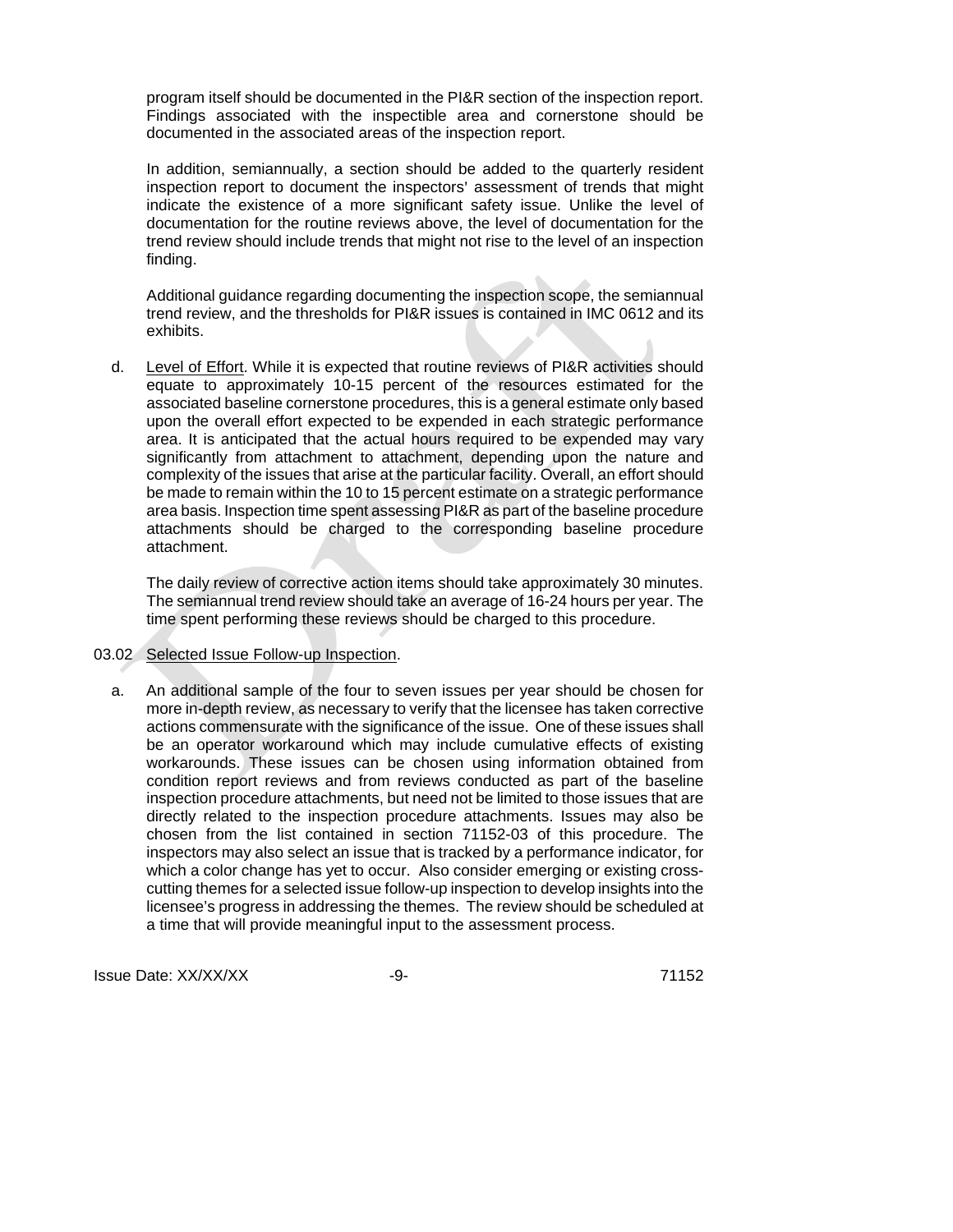program itself should be documented in the PI&R section of the inspection report. Findings associated with the inspectible area and cornerstone should be documented in the associated areas of the inspection report.

In addition, semiannually, a section should be added to the quarterly resident inspection report to document the inspectors' assessment of trends that might indicate the existence of a more significant safety issue. Unlike the level of documentation for the routine reviews above, the level of documentation for the trend review should include trends that might not rise to the level of an inspection finding.

Additional guidance regarding documenting the inspection scope, the semiannual trend review, and the thresholds for PI&R issues is contained in IMC 0612 and its exhibits.

d. Level of Effort. While it is expected that routine reviews of PI&R activities should equate to approximately 10-15 percent of the resources estimated for the associated baseline cornerstone procedures, this is a general estimate only based upon the overall effort expected to be expended in each strategic performance area. It is anticipated that the actual hours required to be expended may vary significantly from attachment to attachment, depending upon the nature and complexity of the issues that arise at the particular facility. Overall, an effort should be made to remain within the 10 to 15 percent estimate on a strategic performance area basis. Inspection time spent assessing PI&R as part of the baseline procedure attachments should be charged to the corresponding baseline procedure attachment.

   The daily review of corrective action items should take approximately 30 minutes. The semiannual trend review should take an average of 16-24 hours per year. The time spent performing these reviews should be charged to this procedure.

03.02 Selected Issue Follow-up Inspection.

a. An additional sample of the four to seven issues per year should be chosen for more in-depth review, as necessary to verify that the licensee has taken corrective actions commensurate with the significance of the issue. One of these issues shall be an operator workaround which may include cumulative effects of existing workarounds. These issues can be chosen using information obtained from condition report reviews and from reviews conducted as part of the baseline inspection procedure attachments, but need not be limited to those issues that are directly related to the inspection procedure attachments. Issues may also be chosen from the list contained in section 71152-03 of this procedure. The inspectors may also select an issue that is tracked by a performance indicator, for which a color change has yet to occur. Also consider emerging or existing cross-cutting themes for a selected issue follow-up inspection to develop insights into the licensee's progress in addressing the themes. The review should be scheduled at a time that will provide meaningful input to the assessment process.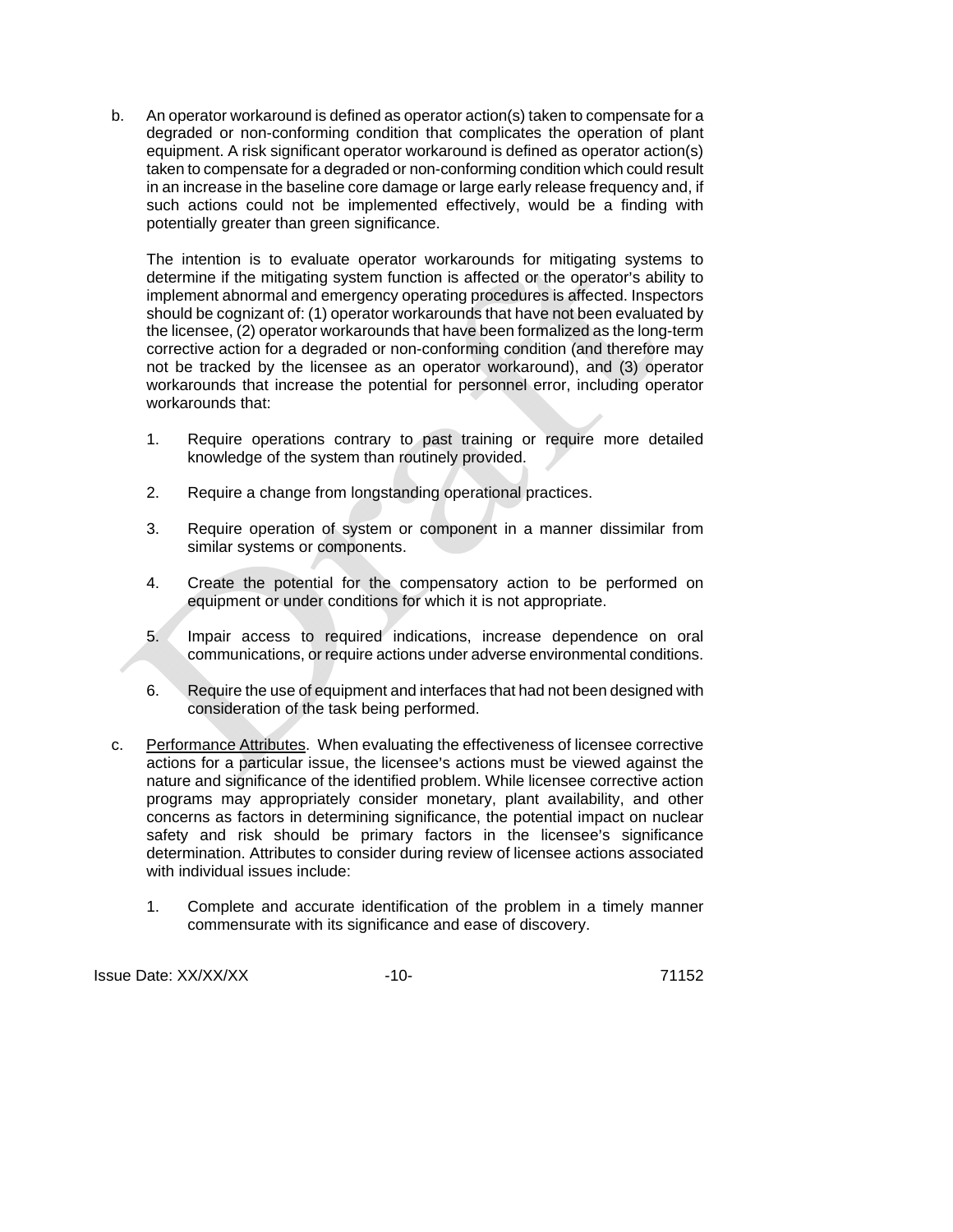b. An operator workaround is defined as operator action(s) taken to compensate for a degraded or non-conforming condition that complicates the operation of plant equipment. A risk significant operator workaround is defined as operator action(s) taken to compensate for a degraded or non-conforming condition which could result in an increase in the baseline core damage or large early release frequency and, if such actions could not be implemented effectively, would be a finding with potentially greater than green significance.

   The intention is to evaluate operator workarounds for mitigating systems to determine if the mitigating system function is affected or the operator's ability to implement abnormal and emergency operating procedures is affected. Inspectors should be cognizant of: (1) operator workarounds that have not been evaluated by the licensee, (2) operator workarounds that have been formalized as the long-term corrective action for a degraded or non-conforming condition (and therefore may not be tracked by the licensee as an operator workaround), and (3) operator workarounds that increase the potential for personnel error, including operator workarounds that:

   1. Require operations contrary to past training or require more detailed knowledge of the system than routinely provided.

   2. Require a change from longstanding operational practices.

   3. Require operation of system or component in a manner dissimilar from similar systems or components.

   4. Create the potential for the compensatory action to be performed on equipment or under conditions for which it is not appropriate.

   5. Impair access to required indications, increase dependence on oral communications, or require actions under adverse environmental conditions.

   6. Require the use of equipment and interfaces that had not been designed with consideration of the task being performed.

c. Performance Attributes. When evaluating the effectiveness of licensee corrective actions for a particular issue, the licensee's actions must be viewed against the nature and significance of the identified problem. While licensee corrective action programs may appropriately consider monetary, plant availability, and other concerns as factors in determining significance, the potential impact on nuclear safety and risk should be primary factors in the licensee's significance determination. Attributes to consider during review of licensee actions associated with individual issues include:

   1. Complete and accurate identification of the problem in a timely manner commensurate with its significance and ease of discovery.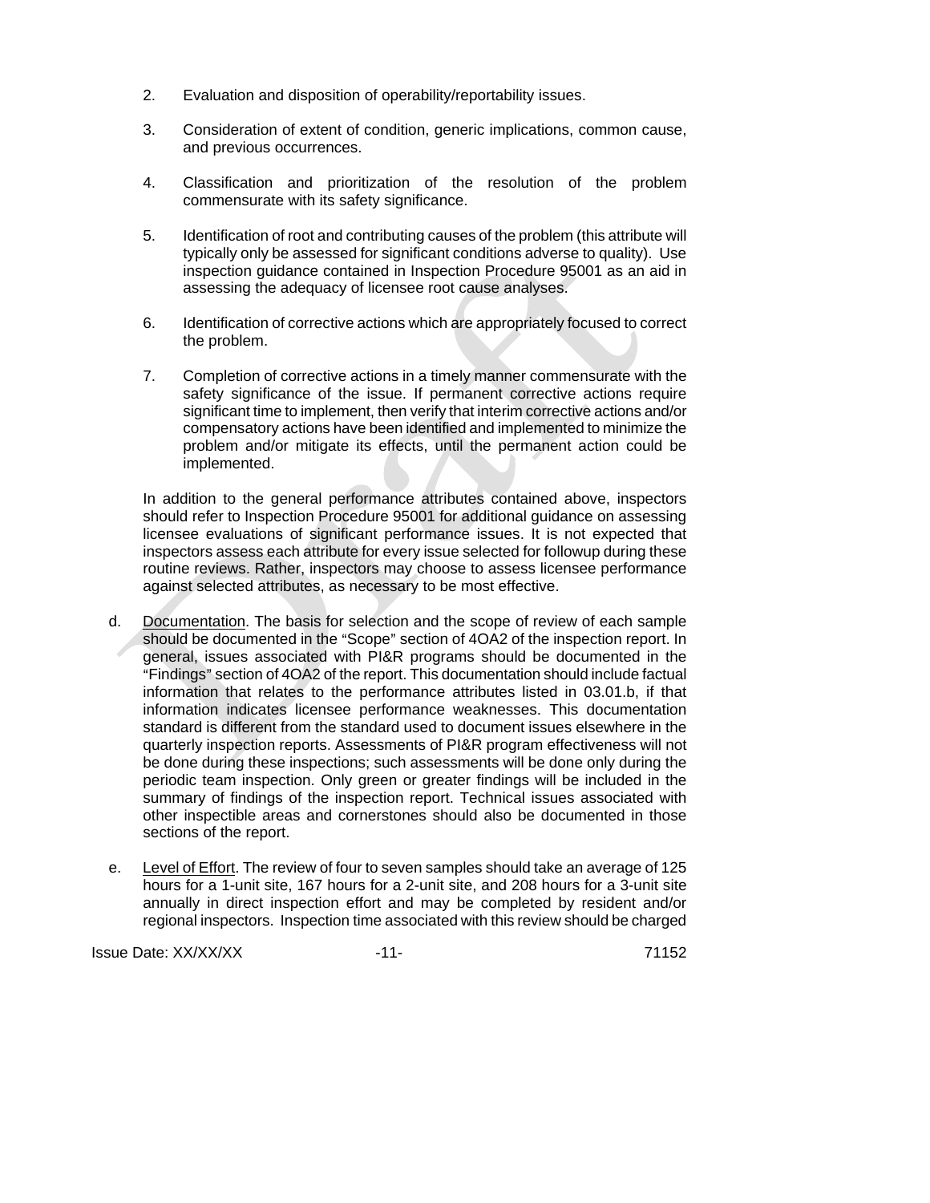2. Evaluation and disposition of operability/reportability issues.

3. Consideration of extent of condition, generic implications, common cause, and previous occurrences.

4. Classification and prioritization of the resolution of the problem commensurate with its safety significance.

5. Identification of root and contributing causes of the problem (this attribute will typically only be assessed for significant conditions adverse to quality). Use inspection guidance contained in Inspection Procedure 95001 as an aid in assessing the adequacy of licensee root cause analyses.

6. Identification of corrective actions which are appropriately focused to correct the problem.

7. Completion of corrective actions in a timely manner commensurate with the safety significance of the issue. If permanent corrective actions require significant time to implement, then verify that interim corrective actions and/or compensatory actions have been identified and implemented to minimize the problem and/or mitigate its effects, until the permanent action could be implemented.

In addition to the general performance attributes contained above, inspectors should refer to Inspection Procedure 95001 for additional guidance on assessing licensee evaluations of significant performance issues. It is not expected that inspectors assess each attribute for every issue selected for followup during these routine reviews. Rather, inspectors may choose to assess licensee performance against selected attributes, as necessary to be most effective.

d. Documentation. The basis for selection and the scope of review of each sample should be documented in the "Scope" section of 4OA2 of the inspection report. In general, issues associated with PI&R programs should be documented in the "Findings" section of 4OA2 of the report. This documentation should include factual information that relates to the performance attributes listed in 03.01.b, if that information indicates licensee performance weaknesses. This documentation standard is different from the standard used to document issues elsewhere in the quarterly inspection reports. Assessments of PI&R program effectiveness will not be done during these inspections; such assessments will be done only during the periodic team inspection. Only green or greater findings will be included in the summary of findings of the inspection report. Technical issues associated with other inspectible areas and cornerstones should also be documented in those sections of the report.

e. Level of Effort. The review of four to seven samples should take an average of 125 hours for a 1-unit site, 167 hours for a 2-unit site, and 208 hours for a 3-unit site annually in direct inspection effort and may be completed by resident and/or regional inspectors. Inspection time associated with this review should be charged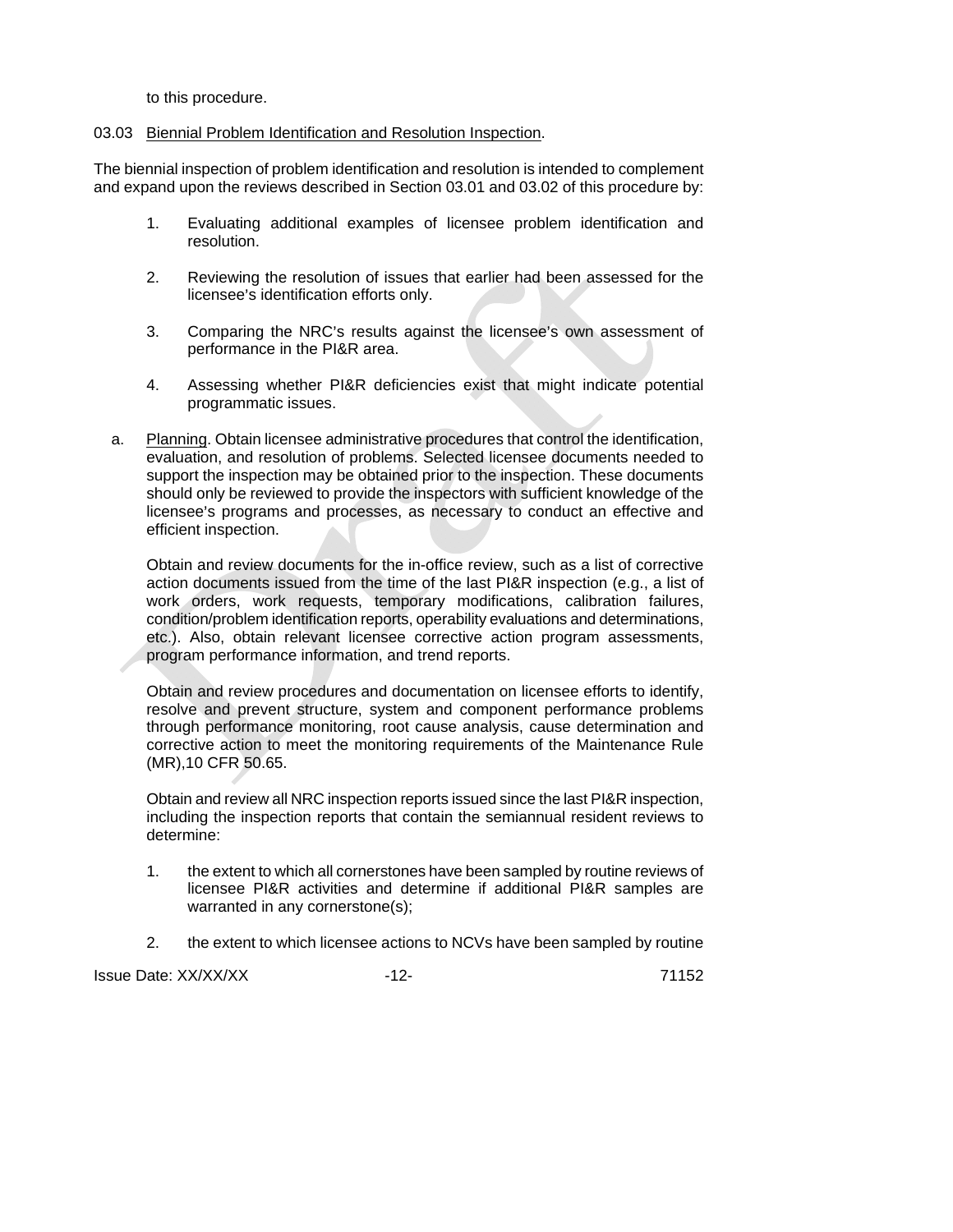to this procedure.

03.03 Biennial Problem Identification and Resolution Inspection.

The biennial inspection of problem identification and resolution is intended to complement and expand upon the reviews described in Section 03.01 and 03.02 of this procedure by:

1. Evaluating additional examples of licensee problem identification and resolution.

2. Reviewing the resolution of issues that earlier had been assessed for the licensee's identification efforts only.

3. Comparing the NRC's results against the licensee's own assessment of performance in the PI&R area.

4. Assessing whether PI&R deficiencies exist that might indicate potential programmatic issues.

a. Planning. Obtain licensee administrative procedures that control the identification, evaluation, and resolution of problems. Selected licensee documents needed to support the inspection may be obtained prior to the inspection. These documents should only be reviewed to provide the inspectors with sufficient knowledge of the licensee's programs and processes, as necessary to conduct an effective and efficient inspection.

   Obtain and review documents for the in-office review, such as a list of corrective action documents issued from the time of the last PI&R inspection (e.g., a list of work orders, work requests, temporary modifications, calibration failures, condition/problem identification reports, operability evaluations and determinations, etc.). Also, obtain relevant licensee corrective action program assessments, program performance information, and trend reports.

   Obtain and review procedures and documentation on licensee efforts to identify, resolve and prevent structure, system and component performance problems through performance monitoring, root cause analysis, cause determination and corrective action to meet the monitoring requirements of the Maintenance Rule (MR),10 CFR 50.65.

   Obtain and review all NRC inspection reports issued since the last PI&R inspection, including the inspection reports that contain the semiannual resident reviews to determine:

   1. the extent to which all cornerstones have been sampled by routine reviews of licensee PI&R activities and determine if additional PI&R samples are warranted in any cornerstone(s);

   2. the extent to which licensee actions to NCVs have been sampled by routine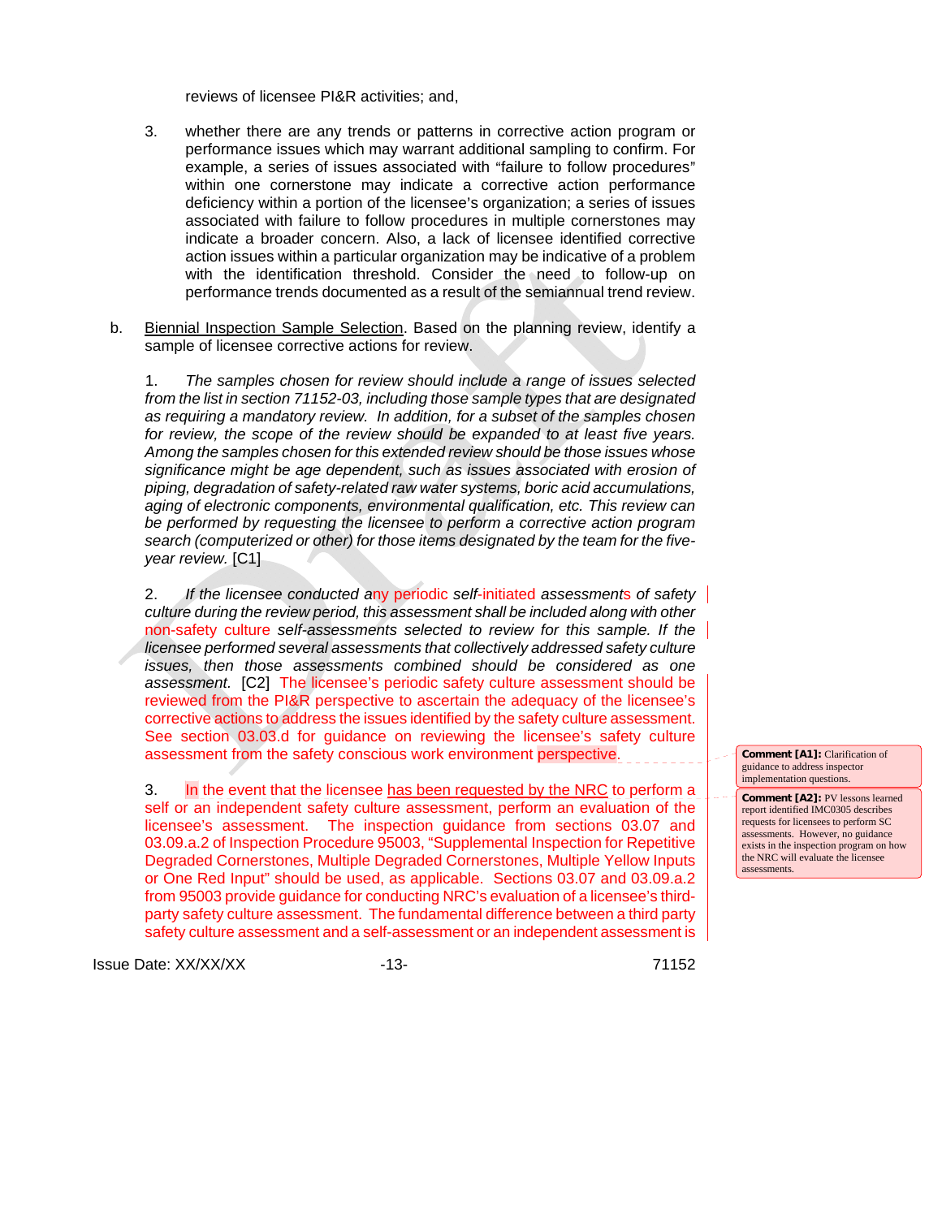reviews of licensee PI&R activities; and,

3. whether there are any trends or patterns in corrective action program or performance issues which may warrant additional sampling to confirm. For example, a series of issues associated with "failure to follow procedures" within one cornerstone may indicate a corrective action performance deficiency within a portion of the licensee's organization; a series of issues associated with failure to follow procedures in multiple cornerstones may indicate a broader concern. Also, a lack of licensee identified corrective action issues within a particular organization may be indicative of a problem with the identification threshold. Consider the need to follow-up on performance trends documented as a result of the semiannual trend review.

b. Biennial Inspection Sample Selection. Based on the planning review, identify a sample of licensee corrective actions for review.

1. *The samples chosen for review should include a range of issues selected from the list in section 71152-03, including those sample types that are designated as requiring a mandatory review. In addition, for a subset of the samples chosen for review, the scope of the review should be expanded to at least five years. Among the samples chosen for this extended review should be those issues whose significance might be age dependent, such as issues associated with erosion of piping, degradation of safety-related raw water systems, boric acid accumulations, aging of electronic components, environmental qualification, etc. This review can be performed by requesting the licensee to perform a corrective action program search (computerized or other) for those items designated by the team for the five-year review.* [C1]

2. *If the licensee conducted any periodic self-initiated assessments of safety culture during the review period, this assessment shall be included along with other non-safety culture self-assessments selected to review for this sample. If the licensee performed several assessments that collectively addressed safety culture issues, then those assessments combined should be considered as one assessment.* [C2] The licensee's periodic safety culture assessment should be reviewed from the PI&R perspective to ascertain the adequacy of the licensee's corrective actions to address the issues identified by the safety culture assessment. See section 03.03.d for guidance on reviewing the licensee's safety culture assessment from the safety conscious work environment perspective.

3. In the event that the licensee has been requested by the NRC to perform a self or an independent safety culture assessment, perform an evaluation of the licensee's assessment. The inspection guidance from sections 03.07 and 03.09.a.2 of Inspection Procedure 95003, "Supplemental Inspection for Repetitive Degraded Cornerstones, Multiple Degraded Cornerstones, Multiple Yellow Inputs or One Red Input" should be used, as applicable. Sections 03.07 and 03.09.a.2 from 95003 provide guidance for conducting NRC's evaluation of a licensee's third-party safety culture assessment. The fundamental difference between a third party safety culture assessment and a self-assessment or an independent assessment is

**Comment [A1]:** Clarification of guidance to address inspector implementation questions.

**Comment [A2]:** PV lessons learned report identified IMC0305 describes requests for licensees to perform SC assessments. However, no guidance exists in the inspection program on how the NRC will evaluate the licensee assessments.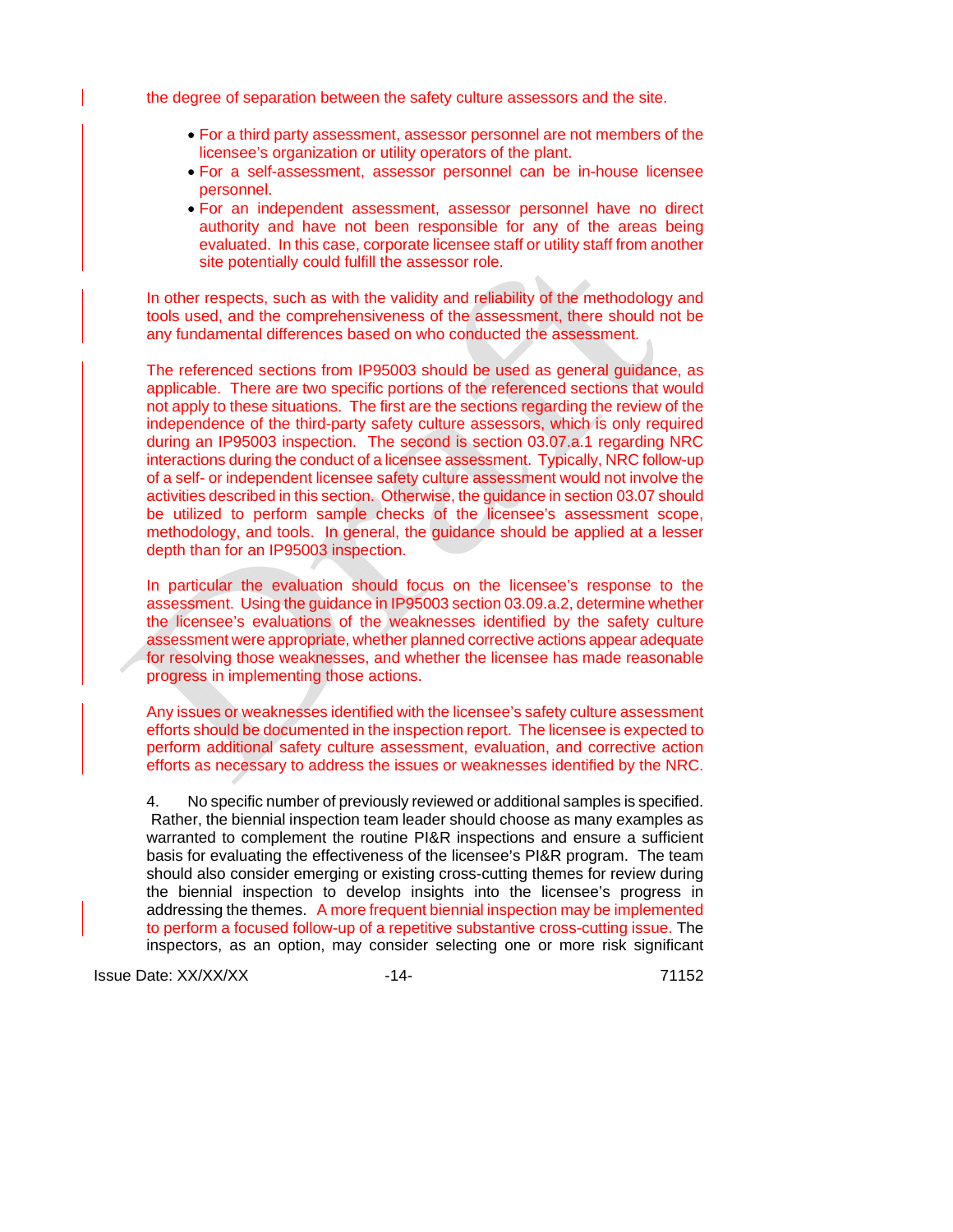the degree of separation between the safety culture assessors and the site.

- For a third party assessment, assessor personnel are not members of the licensee's organization or utility operators of the plant.
- For a self-assessment, assessor personnel can be in-house licensee personnel.
- For an independent assessment, assessor personnel have no direct authority and have not been responsible for any of the areas being evaluated. In this case, corporate licensee staff or utility staff from another site potentially could fulfill the assessor role.

In other respects, such as with the validity and reliability of the methodology and tools used, and the comprehensiveness of the assessment, there should not be any fundamental differences based on who conducted the assessment.

The referenced sections from IP95003 should be used as general guidance, as applicable. There are two specific portions of the referenced sections that would not apply to these situations. The first are the sections regarding the review of the independence of the third-party safety culture assessors, which is only required during an IP95003 inspection. The second is section 03.07.a.1 regarding NRC interactions during the conduct of a licensee assessment. Typically, NRC follow-up of a self- or independent licensee safety culture assessment would not involve the activities described in this section. Otherwise, the guidance in section 03.07 should be utilized to perform sample checks of the licensee's assessment scope, methodology, and tools. In general, the guidance should be applied at a lesser depth than for an IP95003 inspection.

In particular the evaluation should focus on the licensee's response to the assessment. Using the guidance in IP95003 section 03.09.a.2, determine whether the licensee's evaluations of the weaknesses identified by the safety culture assessment were appropriate, whether planned corrective actions appear adequate for resolving those weaknesses, and whether the licensee has made reasonable progress in implementing those actions.

Any issues or weaknesses identified with the licensee's safety culture assessment efforts should be documented in the inspection report. The licensee is expected to perform additional safety culture assessment, evaluation, and corrective action efforts as necessary to address the issues or weaknesses identified by the NRC.

4. No specific number of previously reviewed or additional samples is specified. Rather, the biennial inspection team leader should choose as many examples as warranted to complement the routine PI&R inspections and ensure a sufficient basis for evaluating the effectiveness of the licensee's PI&R program. The team should also consider emerging or existing cross-cutting themes for review during the biennial inspection to develop insights into the licensee's progress in addressing the themes. A more frequent biennial inspection may be implemented to perform a focused follow-up of a repetitive substantive cross-cutting issue. The inspectors, as an option, may consider selecting one or more risk significant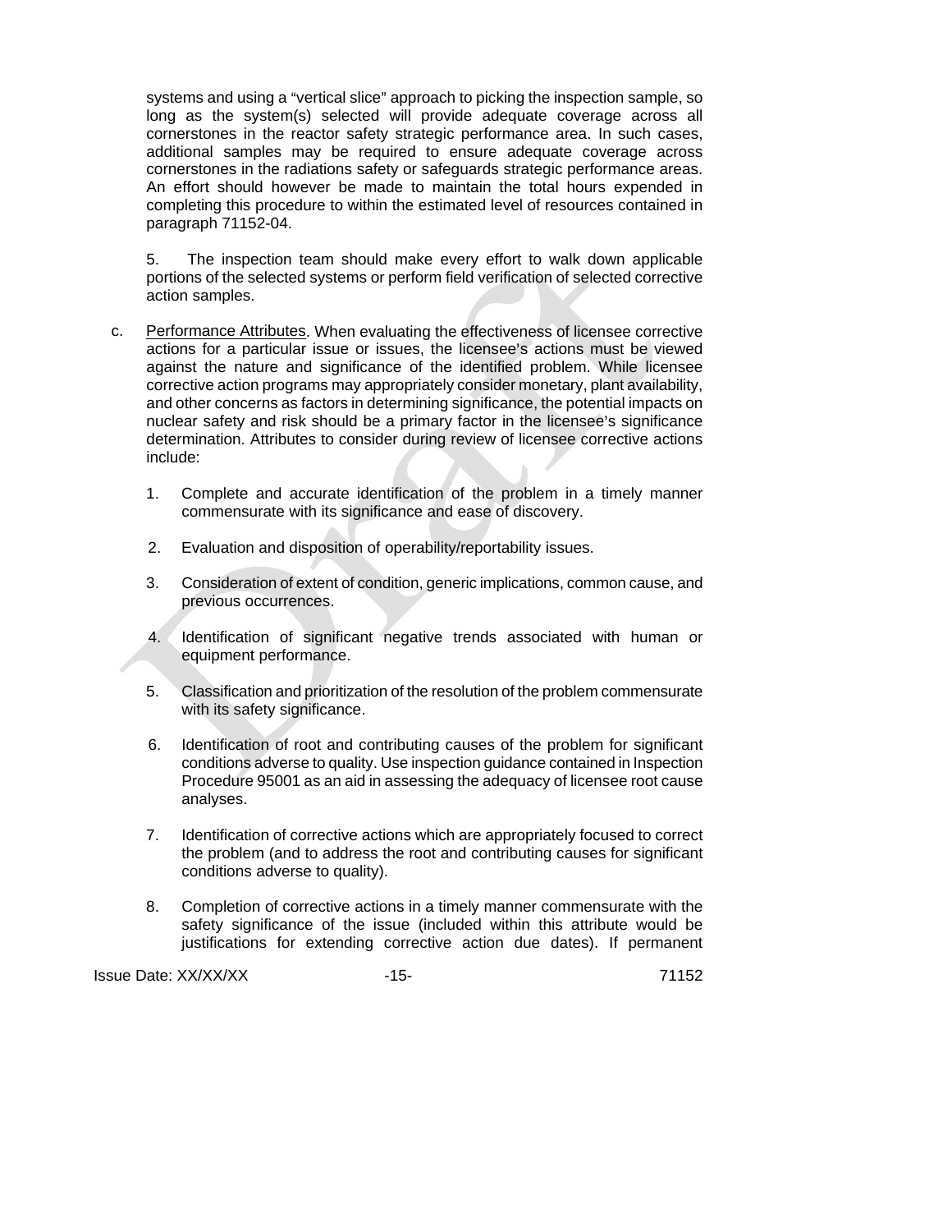systems and using a "vertical slice" approach to picking the inspection sample, so long as the system(s) selected will provide adequate coverage across all cornerstones in the reactor safety strategic performance area. In such cases, additional samples may be required to ensure adequate coverage across cornerstones in the radiations safety or safeguards strategic performance areas. An effort should however be made to maintain the total hours expended in completing this procedure to within the estimated level of resources contained in paragraph 71152-04.

5. The inspection team should make every effort to walk down applicable portions of the selected systems or perform field verification of selected corrective action samples.

c. Performance Attributes. When evaluating the effectiveness of licensee corrective actions for a particular issue or issues, the licensee's actions must be viewed against the nature and significance of the identified problem. While licensee corrective action programs may appropriately consider monetary, plant availability, and other concerns as factors in determining significance, the potential impacts on nuclear safety and risk should be a primary factor in the licensee's significance determination. Attributes to consider during review of licensee corrective actions include:

   1. Complete and accurate identification of the problem in a timely manner commensurate with its significance and ease of discovery.

   2. Evaluation and disposition of operability/reportability issues.

   3. Consideration of extent of condition, generic implications, common cause, and previous occurrences.

   4. Identification of significant negative trends associated with human or equipment performance.

   5. Classification and prioritization of the resolution of the problem commensurate with its safety significance.

   6. Identification of root and contributing causes of the problem for significant conditions adverse to quality. Use inspection guidance contained in Inspection Procedure 95001 as an aid in assessing the adequacy of licensee root cause analyses.

   7. Identification of corrective actions which are appropriately focused to correct the problem (and to address the root and contributing causes for significant conditions adverse to quality).

   8. Completion of corrective actions in a timely manner commensurate with the safety significance of the issue (included within this attribute would be justifications for extending corrective action due dates). If permanent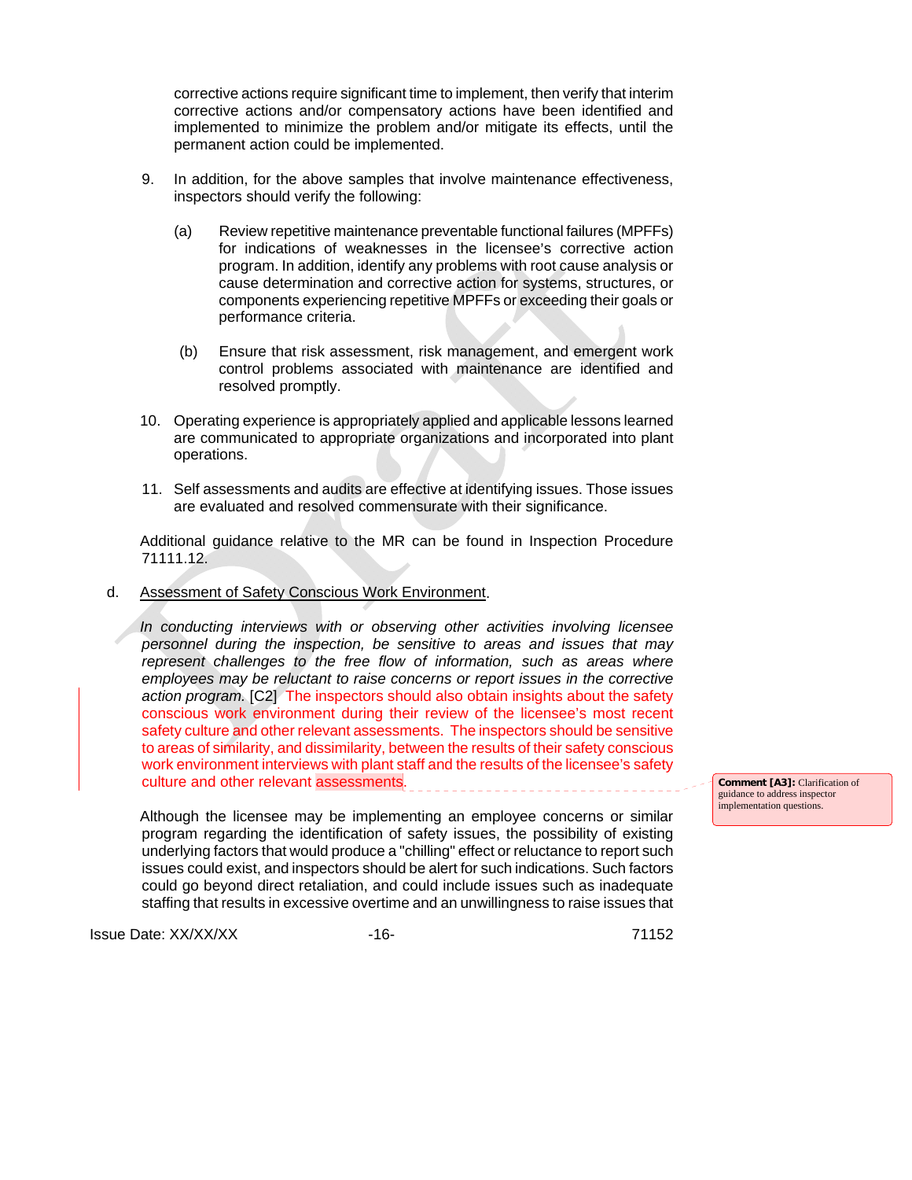corrective actions require significant time to implement, then verify that interim corrective actions and/or compensatory actions have been identified and implemented to minimize the problem and/or mitigate its effects, until the permanent action could be implemented.

9. In addition, for the above samples that involve maintenance effectiveness, inspectors should verify the following:

   (a) Review repetitive maintenance preventable functional failures (MPFFs) for indications of weaknesses in the licensee's corrective action program. In addition, identify any problems with root cause analysis or cause determination and corrective action for systems, structures, or components experiencing repetitive MPFFs or exceeding their goals or performance criteria.

   (b) Ensure that risk assessment, risk management, and emergent work control problems associated with maintenance are identified and resolved promptly.

10. Operating experience is appropriately applied and applicable lessons learned are communicated to appropriate organizations and incorporated into plant operations.

11. Self assessments and audits are effective at identifying issues. Those issues are evaluated and resolved commensurate with their significance.

Additional guidance relative to the MR can be found in Inspection Procedure 71111.12.

d. Assessment of Safety Conscious Work Environment.

*In conducting interviews with or observing other activities involving licensee personnel during the inspection, be sensitive to areas and issues that may represent challenges to the free flow of information, such as areas where employees may be reluctant to raise concerns or report issues in the corrective action program.* [C2] The inspectors should also obtain insights about the safety conscious work environment during their review of the licensee's most recent safety culture and other relevant assessments. The inspectors should be sensitive to areas of similarity, and dissimilarity, between the results of their safety conscious work environment interviews with plant staff and the results of the licensee's safety culture and other relevant assessments.

**Comment [A3]:** Clarification of guidance to address inspector implementation questions.

Although the licensee may be implementing an employee concerns or similar program regarding the identification of safety issues, the possibility of existing underlying factors that would produce a "chilling" effect or reluctance to report such issues could exist, and inspectors should be alert for such indications. Such factors could go beyond direct retaliation, and could include issues such as inadequate staffing that results in excessive overtime and an unwillingness to raise issues that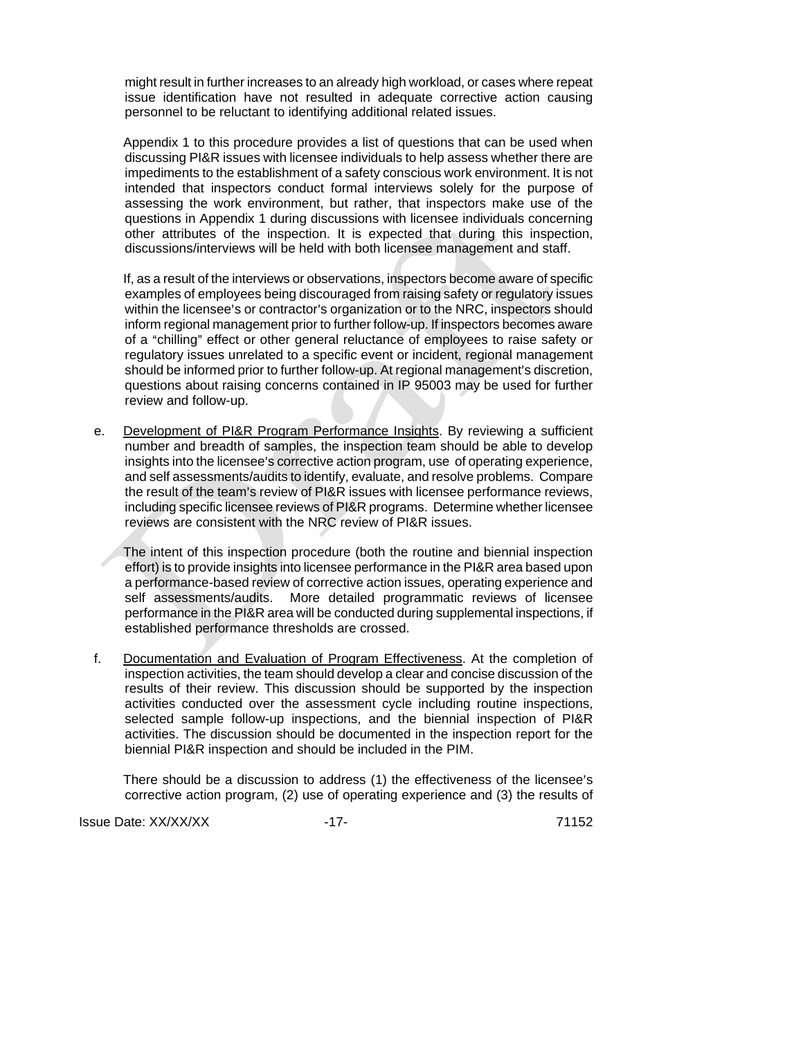might result in further increases to an already high workload, or cases where repeat issue identification have not resulted in adequate corrective action causing personnel to be reluctant to identifying additional related issues.

Appendix 1 to this procedure provides a list of questions that can be used when discussing PI&R issues with licensee individuals to help assess whether there are impediments to the establishment of a safety conscious work environment. It is not intended that inspectors conduct formal interviews solely for the purpose of assessing the work environment, but rather, that inspectors make use of the questions in Appendix 1 during discussions with licensee individuals concerning other attributes of the inspection. It is expected that during this inspection, discussions/interviews will be held with both licensee management and staff.

If, as a result of the interviews or observations, inspectors become aware of specific examples of employees being discouraged from raising safety or regulatory issues within the licensee's or contractor's organization or to the NRC, inspectors should inform regional management prior to further follow-up. If inspectors becomes aware of a "chilling" effect or other general reluctance of employees to raise safety or regulatory issues unrelated to a specific event or incident, regional management should be informed prior to further follow-up. At regional management's discretion, questions about raising concerns contained in IP 95003 may be used for further review and follow-up.

e. Development of PI&R Program Performance Insights. By reviewing a sufficient number and breadth of samples, the inspection team should be able to develop insights into the licensee's corrective action program, use of operating experience, and self assessments/audits to identify, evaluate, and resolve problems. Compare the result of the team's review of PI&R issues with licensee performance reviews, including specific licensee reviews of PI&R programs. Determine whether licensee reviews are consistent with the NRC review of PI&R issues.

The intent of this inspection procedure (both the routine and biennial inspection effort) is to provide insights into licensee performance in the PI&R area based upon a performance-based review of corrective action issues, operating experience and self assessments/audits. More detailed programmatic reviews of licensee performance in the PI&R area will be conducted during supplemental inspections, if established performance thresholds are crossed.

f. Documentation and Evaluation of Program Effectiveness. At the completion of inspection activities, the team should develop a clear and concise discussion of the results of their review. This discussion should be supported by the inspection activities conducted over the assessment cycle including routine inspections, selected sample follow-up inspections, and the biennial inspection of PI&R activities. The discussion should be documented in the inspection report for the biennial PI&R inspection and should be included in the PIM.

There should be a discussion to address (1) the effectiveness of the licensee's corrective action program, (2) use of operating experience and (3) the results of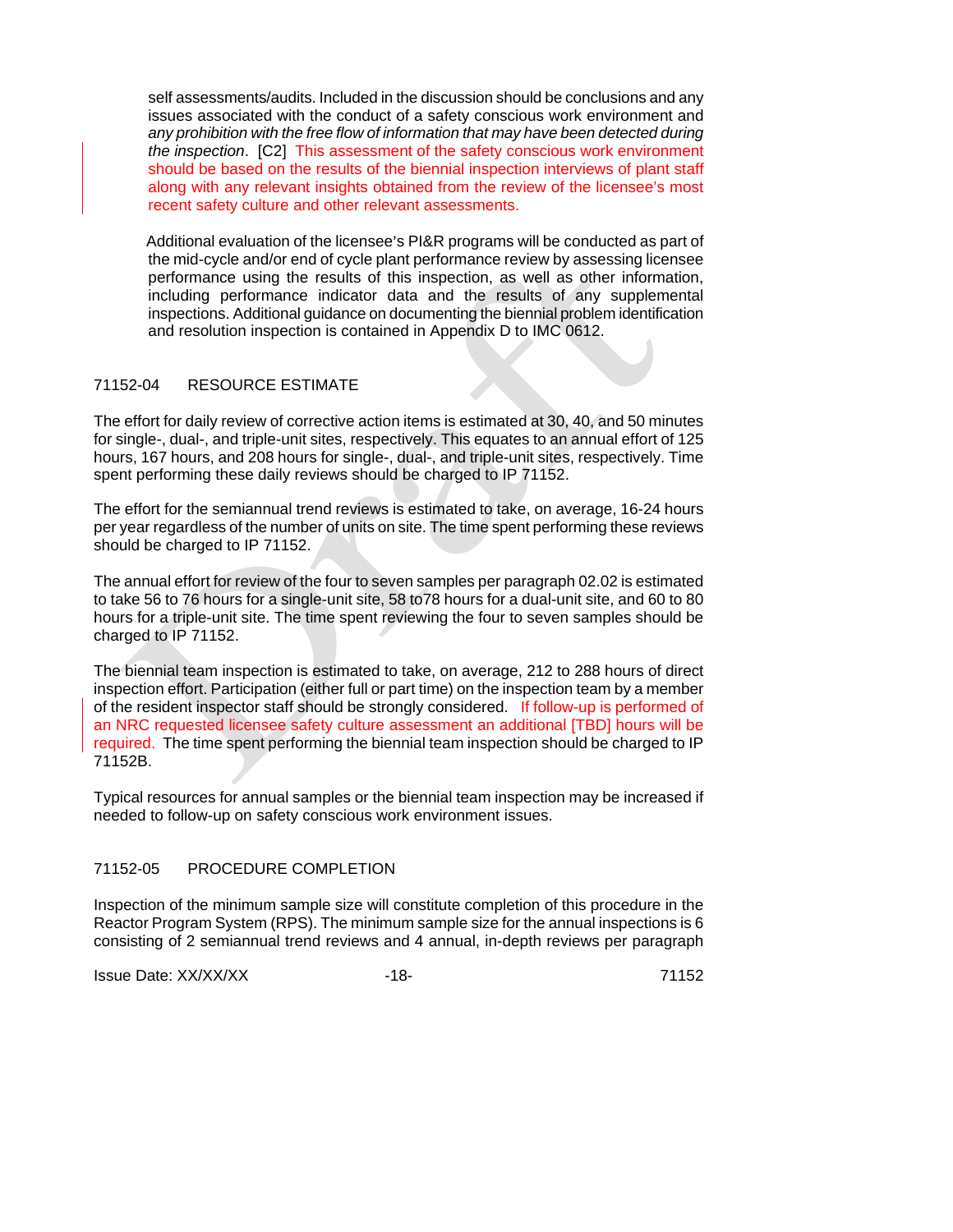self assessments/audits. Included in the discussion should be conclusions and any issues associated with the conduct of a safety conscious work environment and *any prohibition with the free flow of information that may have been detected during the inspection*. [C2] This assessment of the safety conscious work environment should be based on the results of the biennial inspection interviews of plant staff along with any relevant insights obtained from the review of the licensee's most recent safety culture and other relevant assessments.

Additional evaluation of the licensee's PI&R programs will be conducted as part of the mid-cycle and/or end of cycle plant performance review by assessing licensee performance using the results of this inspection, as well as other information, including performance indicator data and the results of any supplemental inspections. Additional guidance on documenting the biennial problem identification and resolution inspection is contained in Appendix D to IMC 0612.

## 71152-04 RESOURCE ESTIMATE

The effort for daily review of corrective action items is estimated at 30, 40, and 50 minutes for single-, dual-, and triple-unit sites, respectively. This equates to an annual effort of 125 hours, 167 hours, and 208 hours for single-, dual-, and triple-unit sites, respectively. Time spent performing these daily reviews should be charged to IP 71152.

The effort for the semiannual trend reviews is estimated to take, on average, 16-24 hours per year regardless of the number of units on site. The time spent performing these reviews should be charged to IP 71152.

The annual effort for review of the four to seven samples per paragraph 02.02 is estimated to take 56 to 76 hours for a single-unit site, 58 to78 hours for a dual-unit site, and 60 to 80 hours for a triple-unit site. The time spent reviewing the four to seven samples should be charged to IP 71152.

The biennial team inspection is estimated to take, on average, 212 to 288 hours of direct inspection effort. Participation (either full or part time) on the inspection team by a member of the resident inspector staff should be strongly considered. If follow-up is performed of an NRC requested licensee safety culture assessment an additional [TBD] hours will be required. The time spent performing the biennial team inspection should be charged to IP 71152B.

Typical resources for annual samples or the biennial team inspection may be increased if needed to follow-up on safety conscious work environment issues.

## 71152-05 PROCEDURE COMPLETION

Inspection of the minimum sample size will constitute completion of this procedure in the Reactor Program System (RPS). The minimum sample size for the annual inspections is 6 consisting of 2 semiannual trend reviews and 4 annual, in-depth reviews per paragraph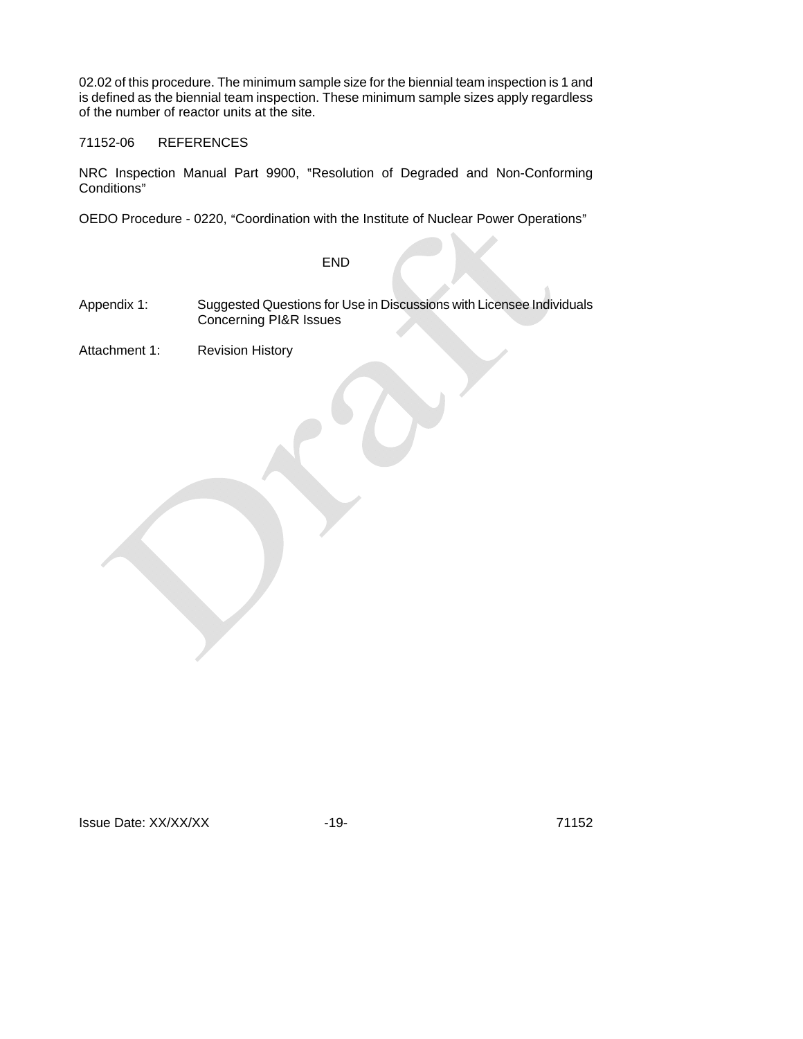02.02 of this procedure. The minimum sample size for the biennial team inspection is 1 and is defined as the biennial team inspection. These minimum sample sizes apply regardless of the number of reactor units at the site.

## 71152-06 REFERENCES

NRC Inspection Manual Part 9900, "Resolution of Degraded and Non-Conforming Conditions"

OEDO Procedure - 0220, "Coordination with the Institute of Nuclear Power Operations"

END

Appendix 1: Suggested Questions for Use in Discussions with Licensee Individuals Concerning PI&R Issues

Attachment 1: Revision History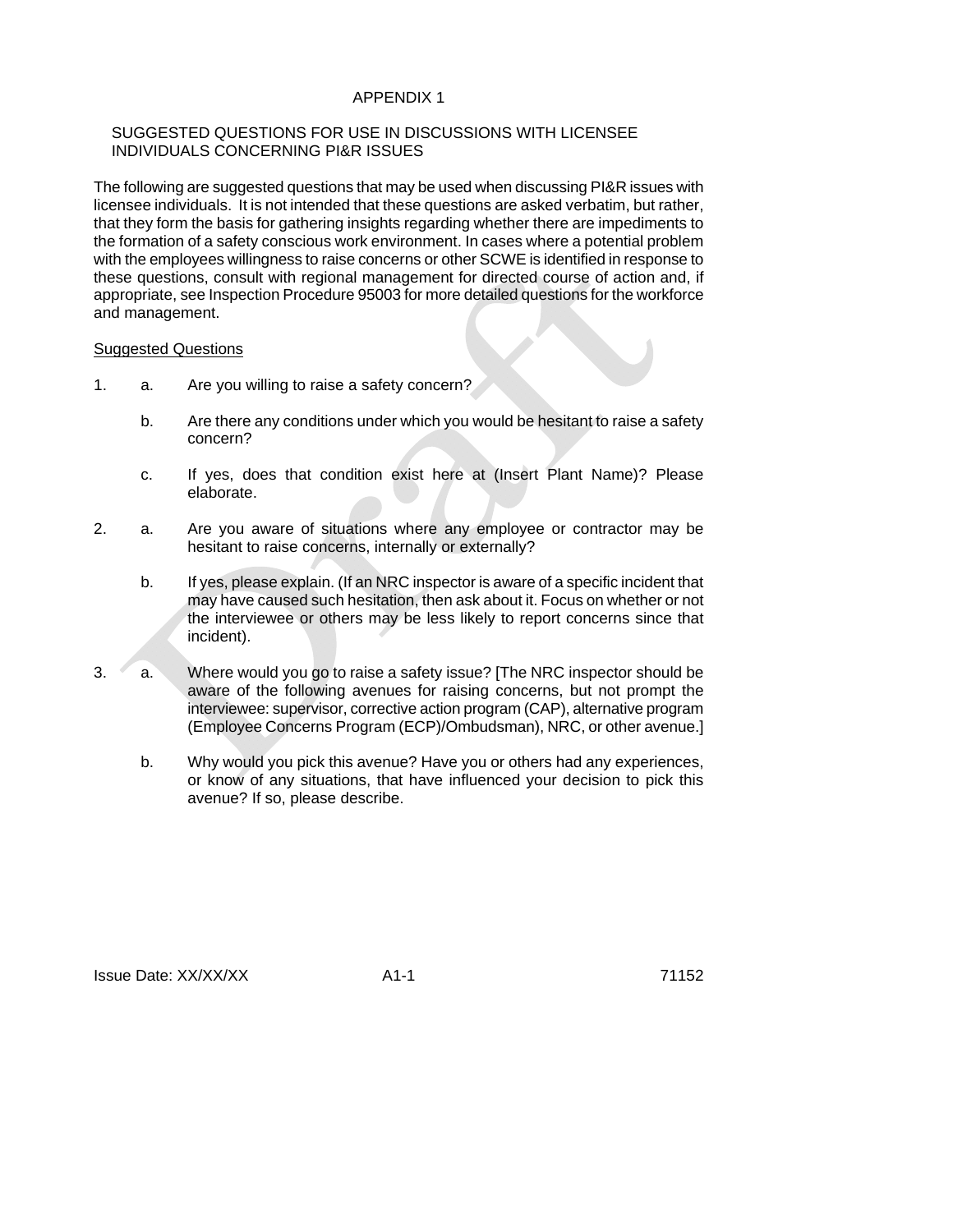# APPENDIX 1

## SUGGESTED QUESTIONS FOR USE IN DISCUSSIONS WITH LICENSEE INDIVIDUALS CONCERNING PI&R ISSUES

The following are suggested questions that may be used when discussing PI&R issues with licensee individuals. It is not intended that these questions are asked verbatim, but rather, that they form the basis for gathering insights regarding whether there are impediments to the formation of a safety conscious work environment. In cases where a potential problem with the employees willingness to raise concerns or other SCWE is identified in response to these questions, consult with regional management for directed course of action and, if appropriate, see Inspection Procedure 95003 for more detailed questions for the workforce and management.

Suggested Questions

1. a. Are you willing to raise a safety concern?

   b. Are there any conditions under which you would be hesitant to raise a safety concern?

   c. If yes, does that condition exist here at (Insert Plant Name)? Please elaborate.

2. a. Are you aware of situations where any employee or contractor may be hesitant to raise concerns, internally or externally?

   b. If yes, please explain. (If an NRC inspector is aware of a specific incident that may have caused such hesitation, then ask about it. Focus on whether or not the interviewee or others may be less likely to report concerns since that incident).

3. a. Where would you go to raise a safety issue? [The NRC inspector should be aware of the following avenues for raising concerns, but not prompt the interviewee: supervisor, corrective action program (CAP), alternative program (Employee Concerns Program (ECP)/Ombudsman), NRC, or other avenue.]

   b. Why would you pick this avenue? Have you or others had any experiences, or know of any situations, that have influenced your decision to pick this avenue? If so, please describe.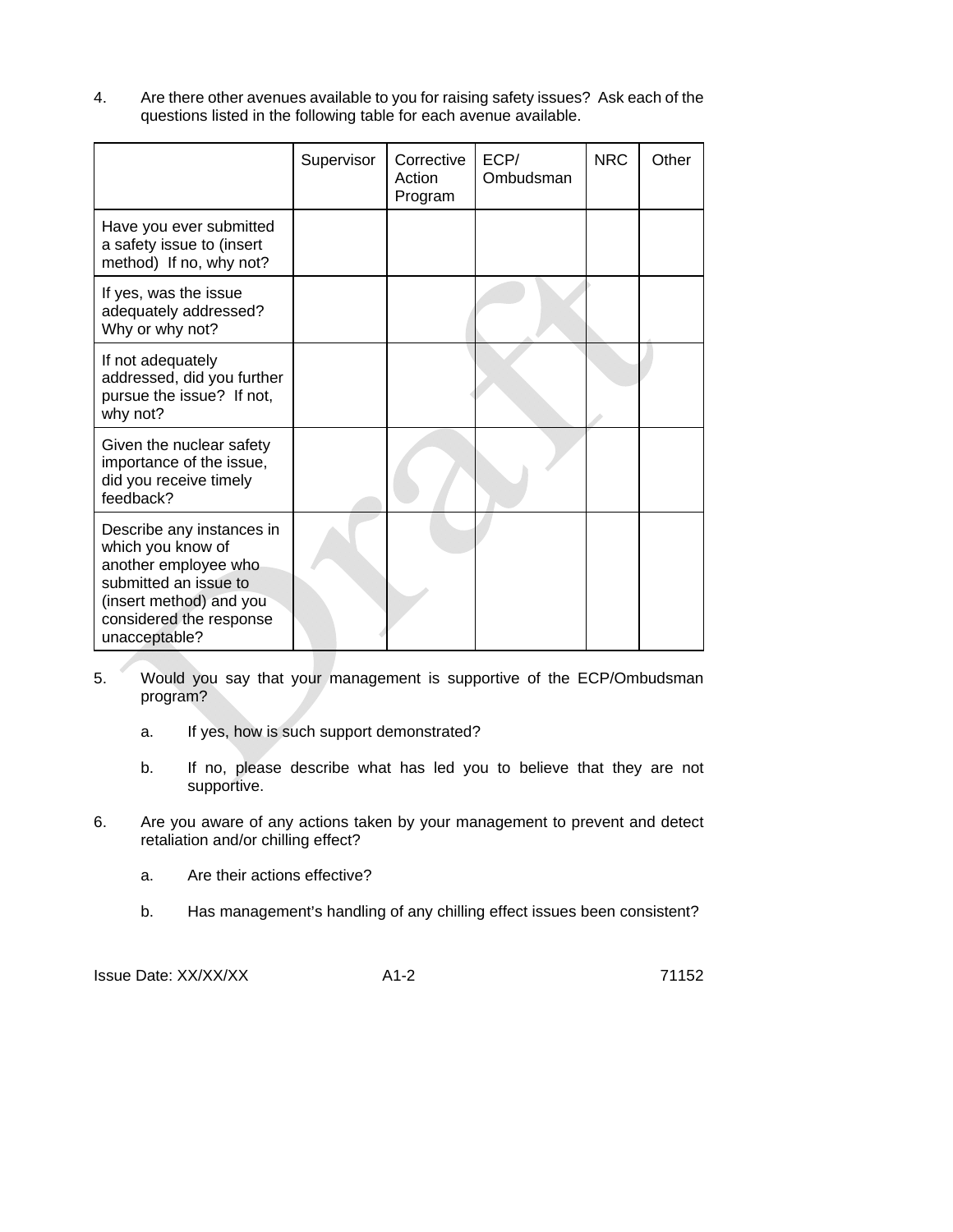4. Are there other avenues available to you for raising safety issues? Ask each of the questions listed in the following table for each avenue available.

| | Supervisor | Corrective Action Program | ECP/ Ombudsman | NRC | Other |
|---|---|---|---|---|---|
| Have you ever submitted a safety issue to (insert method) If no, why not? | | | | | |
| If yes, was the issue adequately addressed? Why or why not? | | | | | |
| If not adequately addressed, did you further pursue the issue? If not, why not? | | | | | |
| Given the nuclear safety importance of the issue, did you receive timely feedback? | | | | | |
| Describe any instances in which you know of another employee who submitted an issue to (insert method) and you considered the response unacceptable? | | | | | |

5. Would you say that your management is supportive of the ECP/Ombudsman program?

   a. If yes, how is such support demonstrated?

   b. If no, please describe what has led you to believe that they are not supportive.

6. Are you aware of any actions taken by your management to prevent and detect retaliation and/or chilling effect?

   a. Are their actions effective?

   b. Has management's handling of any chilling effect issues been consistent?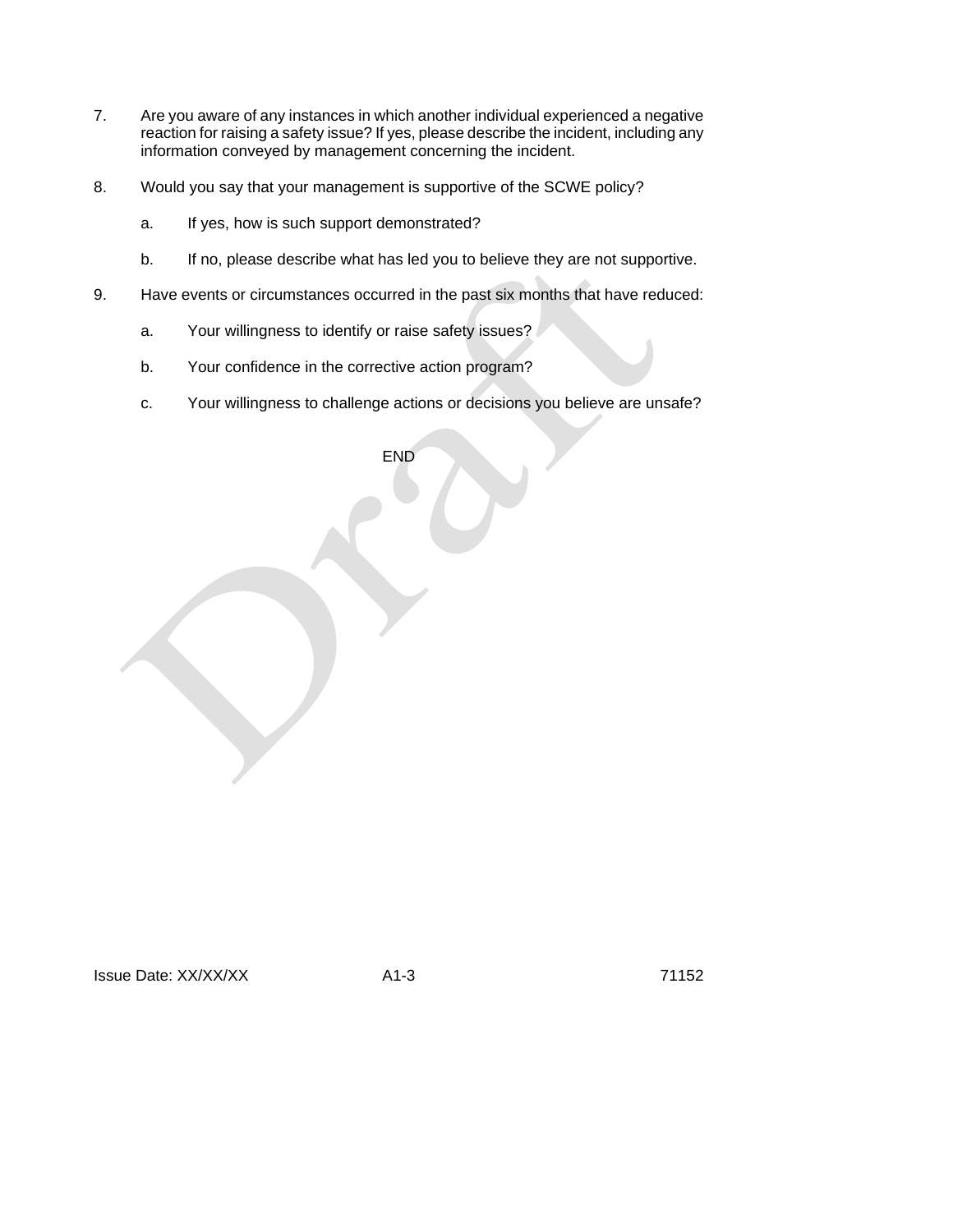7. Are you aware of any instances in which another individual experienced a negative reaction for raising a safety issue? If yes, please describe the incident, including any information conveyed by management concerning the incident.

8. Would you say that your management is supportive of the SCWE policy?

   a. If yes, how is such support demonstrated?

   b. If no, please describe what has led you to believe they are not supportive.

9. Have events or circumstances occurred in the past six months that have reduced:

   a. Your willingness to identify or raise safety issues?

   b. Your confidence in the corrective action program?

   c. Your willingness to challenge actions or decisions you believe are unsafe?

END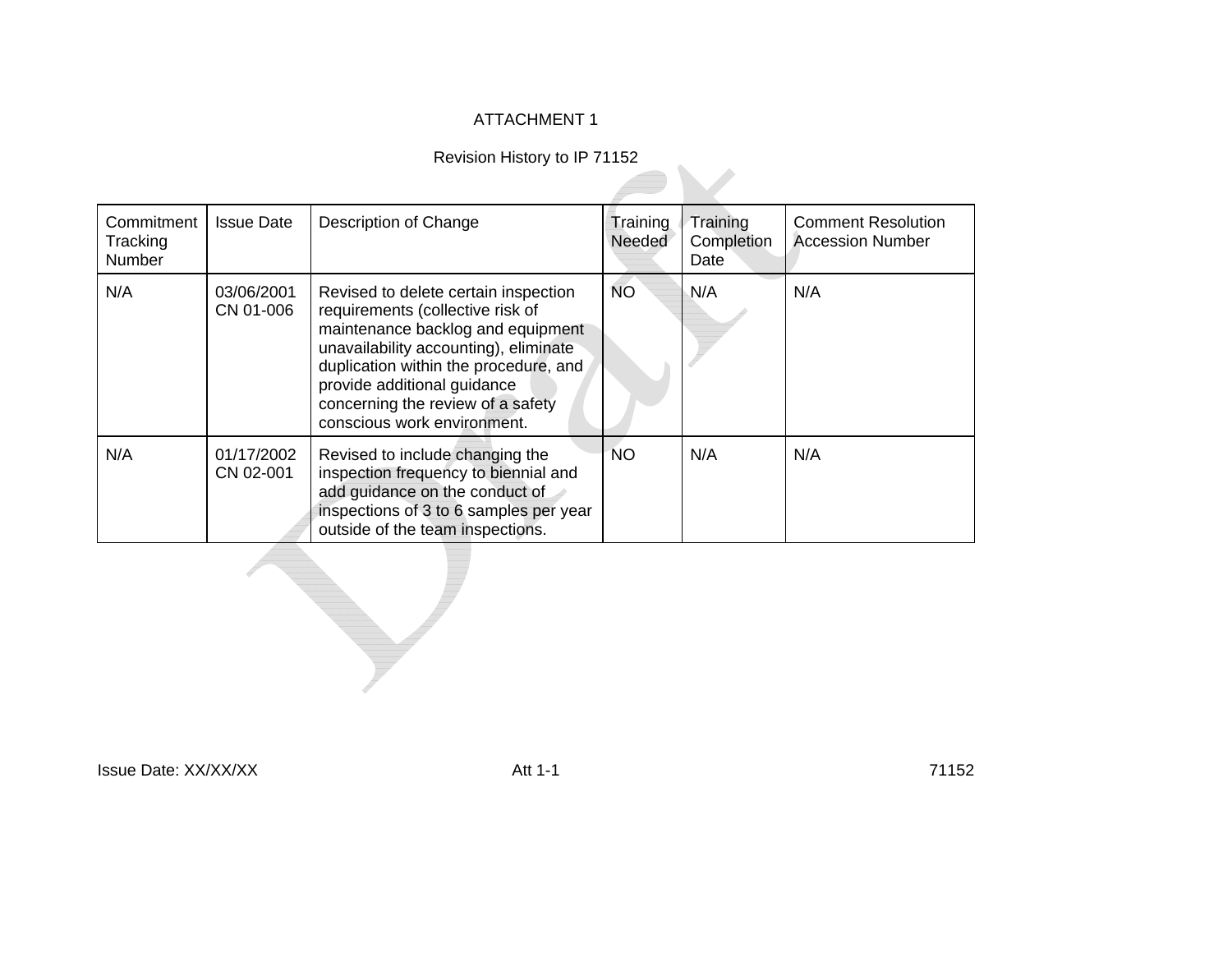ATTACHMENT 1

Revision History to IP 71152

| Commitment Tracking Number | Issue Date | Description of Change | Training Needed | Training Completion Date | Comment Resolution Accession Number |
|---|---|---|---|---|---|
| N/A | 03/06/2001 CN 01-006 | Revised to delete certain inspection requirements (collective risk of maintenance backlog and equipment unavailability accounting), eliminate duplication within the procedure, and provide additional guidance concerning the review of a safety conscious work environment. | NO | N/A | N/A |
| N/A | 01/17/2002 CN 02-001 | Revised to include changing the inspection frequency to biennial and add guidance on the conduct of inspections of 3 to 6 samples per year outside of the team inspections. | NO | N/A | N/A |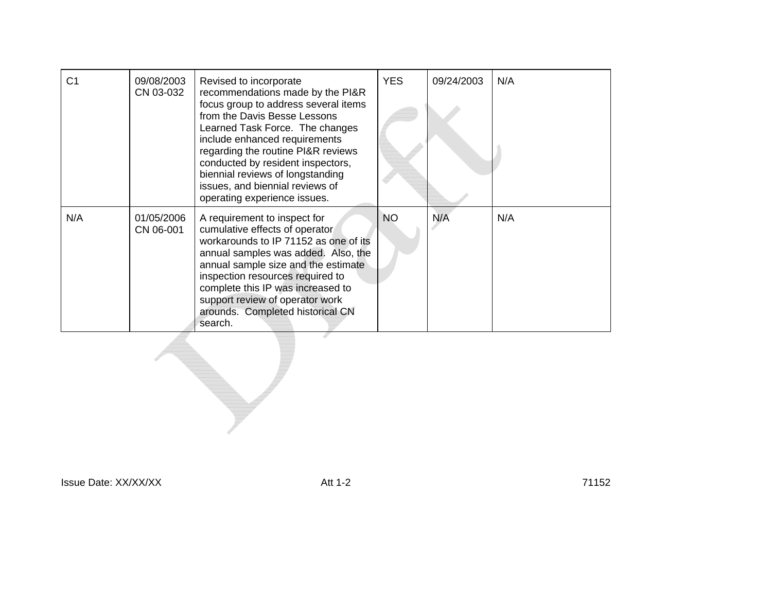| | | | | | |
|---|---|---|---|---|---|
| C1 | 09/08/2003<br>CN 03-032 | Revised to incorporate recommendations made by the PI&R focus group to address several items from the Davis Besse Lessons Learned Task Force. The changes include enhanced requirements regarding the routine PI&R reviews conducted by resident inspectors, biennial reviews of longstanding issues, and biennial reviews of operating experience issues. | YES | 09/24/2003 | N/A |
| N/A | 01/05/2006<br>CN 06-001 | A requirement to inspect for cumulative effects of operator workarounds to IP 71152 as one of its annual samples was added. Also, the annual sample size and the estimate inspection resources required to complete this IP was increased to support review of operator work arounds. Completed historical CN search. | NO | N/A | N/A |

Issue Date: XX/XX/XX Att 1-2 71152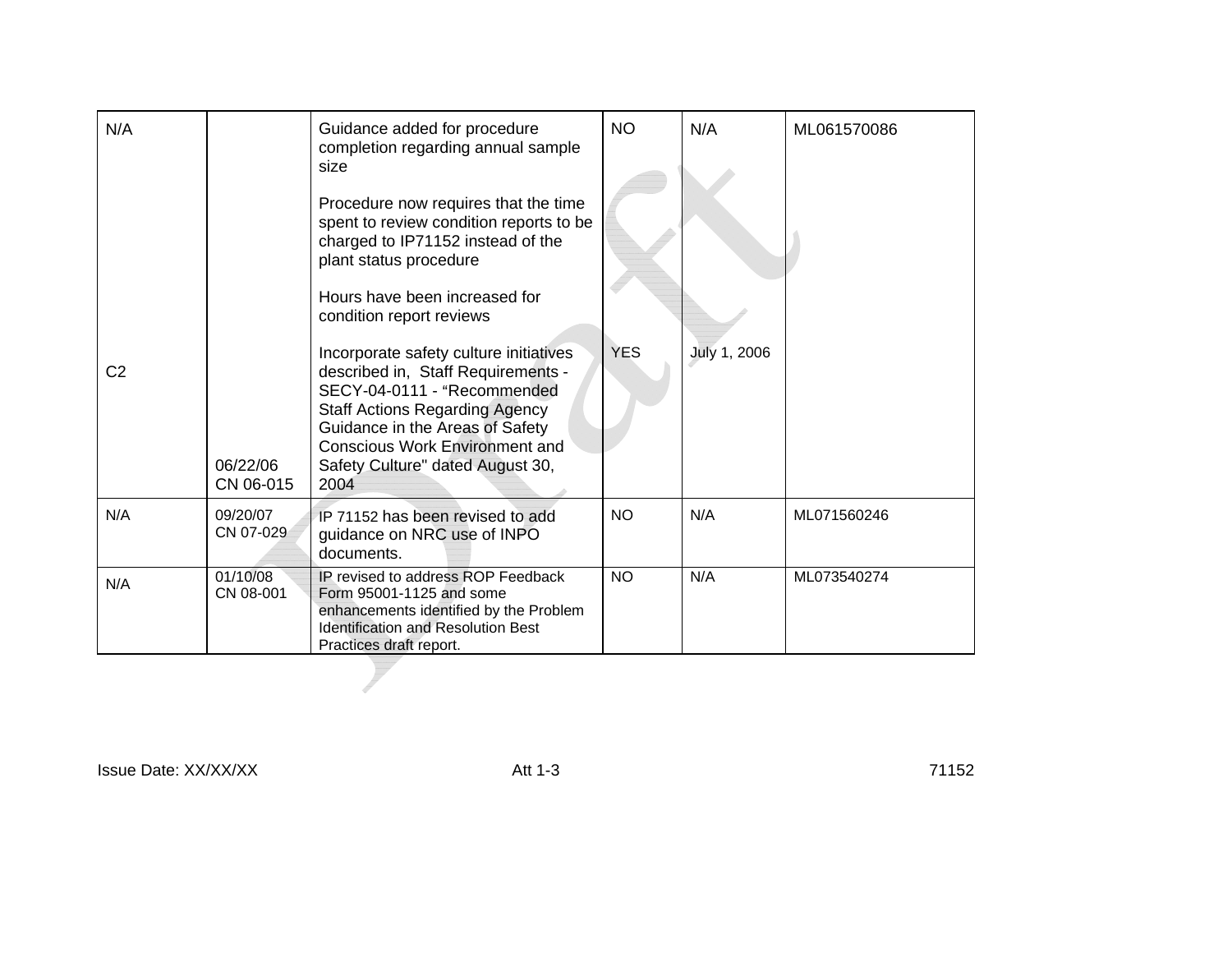| | | | | | |
|---|---|---|---|---|---|
| N/A<br><br>C2 | 06/22/06<br>CN 06-015 | Guidance added for procedure completion regarding annual sample size<br><br>Procedure now requires that the time spent to review condition reports to be charged to IP71152 instead of the plant status procedure<br><br>Hours have been increased for condition report reviews<br><br>Incorporate safety culture initiatives described in, Staff Requirements - SECY-04-0111 - "Recommended Staff Actions Regarding Agency Guidance in the Areas of Safety Conscious Work Environment and Safety Culture" dated August 30, 2004 | NO<br><br>YES | N/A<br><br>July 1, 2006 | ML061570086 |
| N/A | 09/20/07<br>CN 07-029 | IP 71152 has been revised to add guidance on NRC use of INPO documents. | NO | N/A | ML071560246 |
| N/A | 01/10/08<br>CN 08-001 | IP revised to address ROP Feedback Form 95001-1125 and some enhancements identified by the Problem Identification and Resolution Best Practices draft report. | NO | N/A | ML073540274 |

Issue Date: XX/XX/XX Att 1-3 71152